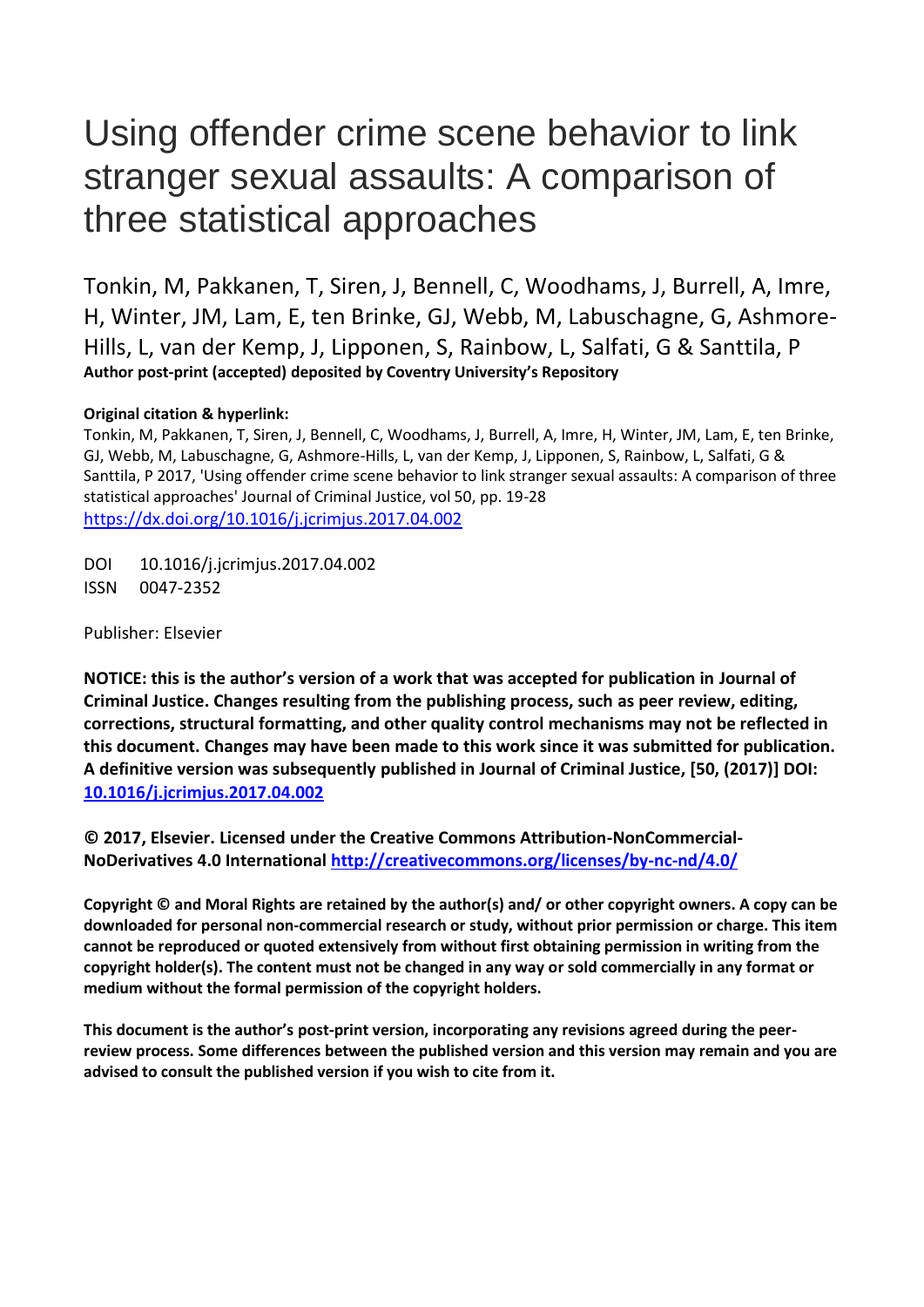# Using offender crime scene behavior to link stranger sexual assaults: A comparison of three statistical approaches

Tonkin, M, Pakkanen, T, Siren, J, Bennell, C, Woodhams, J, Burrell, A, Imre, H, Winter, JM, Lam, E, ten Brinke, GJ, Webb, M, Labuschagne, G, Ashmore-Hills, L, van der Kemp, J, Lipponen, S, Rainbow, L, Salfati, G & Santtila, P

**Author post-print (accepted) deposited by Coventry University's Repository**

**Original citation & hyperlink:**

Tonkin, M, Pakkanen, T, Siren, J, Bennell, C, Woodhams, J, Burrell, A, Imre, H, Winter, JM, Lam, E, ten Brinke, GJ, Webb, M, Labuschagne, G, Ashmore-Hills, L, van der Kemp, J, Lipponen, S, Rainbow, L, Salfati, G & Santtila, P 2017, 'Using offender crime scene behavior to link stranger sexual assaults: A comparison of three statistical approaches' Journal of Criminal Justice, vol 50, pp. 19-28
https://dx.doi.org/10.1016/j.jcrimjus.2017.04.002

DOI 10.1016/j.jcrimjus.2017.04.002
ISSN 0047-2352

Publisher: Elsevier

**NOTICE: this is the author's version of a work that was accepted for publication in Journal of Criminal Justice. Changes resulting from the publishing process, such as peer review, editing, corrections, structural formatting, and other quality control mechanisms may not be reflected in this document. Changes may have been made to this work since it was submitted for publication. A definitive version was subsequently published in Journal of Criminal Justice, [50, (2017)] DOI: 10.1016/j.jcrimjus.2017.04.002**

**© 2017, Elsevier. Licensed under the Creative Commons Attribution-NonCommercial-NoDerivatives 4.0 International http://creativecommons.org/licenses/by-nc-nd/4.0/**

**Copyright © and Moral Rights are retained by the author(s) and/ or other copyright owners. A copy can be downloaded for personal non-commercial research or study, without prior permission or charge. This item cannot be reproduced or quoted extensively from without first obtaining permission in writing from the copyright holder(s). The content must not be changed in any way or sold commercially in any format or medium without the formal permission of the copyright holders.**

**This document is the author's post-print version, incorporating any revisions agreed during the peer-review process. Some differences between the published version and this version may remain and you are advised to consult the published version if you wish to cite from it.**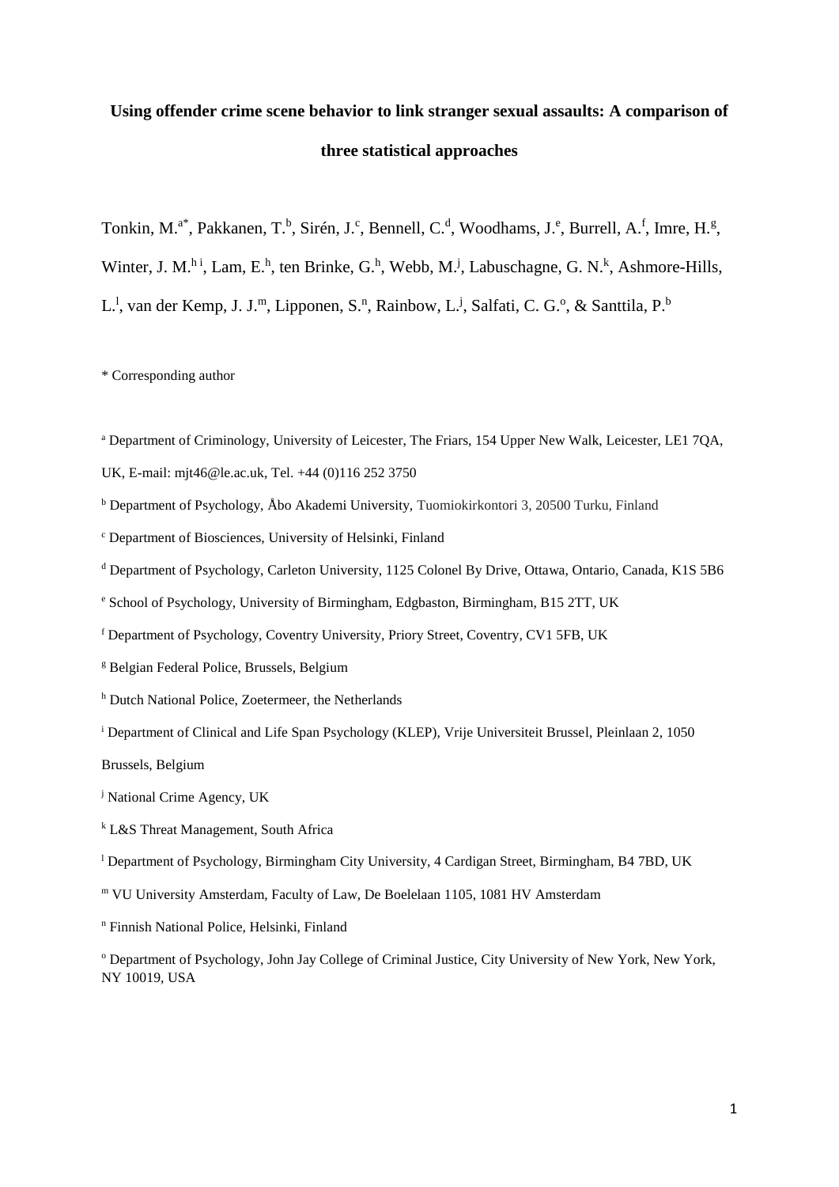**Using offender crime scene behavior to link stranger sexual assaults: A comparison of three statistical approaches**

Tonkin, M.[a*], Pakkanen, T.[b], Sirén, J.[c], Bennell, C.[d], Woodhams, J.[e], Burrell, A.[f], Imre, H.[g], Winter, J. M.[h i], Lam, E.[h], ten Brinke, G.[h], Webb, M.[j], Labuschagne, G. N.[k], Ashmore-Hills, L.[l], van der Kemp, J. J.[m], Lipponen, S.[n], Rainbow, L.[j], Salfati, C. G.[o], & Santtila, P.[b]

* Corresponding author

[a] Department of Criminology, University of Leicester, The Friars, 154 Upper New Walk, Leicester, LE1 7QA, UK, E-mail: mjt46@le.ac.uk, Tel. +44 (0)116 252 3750

[b] Department of Psychology, Åbo Akademi University, Tuomiokirkontori 3, 20500 Turku, Finland

[c] Department of Biosciences, University of Helsinki, Finland

[d] Department of Psychology, Carleton University, 1125 Colonel By Drive, Ottawa, Ontario, Canada, K1S 5B6

[e] School of Psychology, University of Birmingham, Edgbaston, Birmingham, B15 2TT, UK

[f] Department of Psychology, Coventry University, Priory Street, Coventry, CV1 5FB, UK

[g] Belgian Federal Police, Brussels, Belgium

[h] Dutch National Police, Zoetermeer, the Netherlands

[i] Department of Clinical and Life Span Psychology (KLEP), Vrije Universiteit Brussel, Pleinlaan 2, 1050 Brussels, Belgium

[j] National Crime Agency, UK

[k] L&S Threat Management, South Africa

[l] Department of Psychology, Birmingham City University, 4 Cardigan Street, Birmingham, B4 7BD, UK

[m] VU University Amsterdam, Faculty of Law, De Boelelaan 1105, 1081 HV Amsterdam

[n] Finnish National Police, Helsinki, Finland

[o] Department of Psychology, John Jay College of Criminal Justice, City University of New York, New York, NY 10019, USA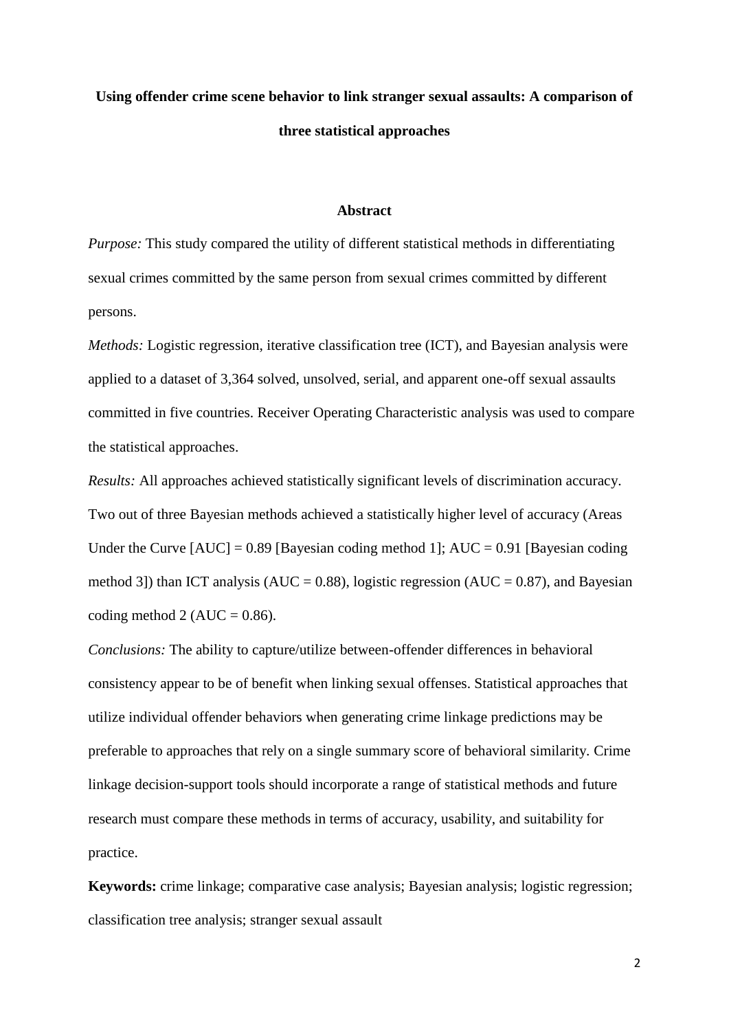**Using offender crime scene behavior to link stranger sexual assaults: A comparison of three statistical approaches**

**Abstract**

*Purpose:* This study compared the utility of different statistical methods in differentiating sexual crimes committed by the same person from sexual crimes committed by different persons.

*Methods:* Logistic regression, iterative classification tree (ICT), and Bayesian analysis were applied to a dataset of 3,364 solved, unsolved, serial, and apparent one-off sexual assaults committed in five countries. Receiver Operating Characteristic analysis was used to compare the statistical approaches.

*Results:* All approaches achieved statistically significant levels of discrimination accuracy. Two out of three Bayesian methods achieved a statistically higher level of accuracy (Areas Under the Curve [AUC] = 0.89 [Bayesian coding method 1]; AUC = 0.91 [Bayesian coding method 3]) than ICT analysis (AUC = 0.88), logistic regression (AUC = 0.87), and Bayesian coding method 2 (AUC = 0.86).

*Conclusions:* The ability to capture/utilize between-offender differences in behavioral consistency appear to be of benefit when linking sexual offenses. Statistical approaches that utilize individual offender behaviors when generating crime linkage predictions may be preferable to approaches that rely on a single summary score of behavioral similarity. Crime linkage decision-support tools should incorporate a range of statistical methods and future research must compare these methods in terms of accuracy, usability, and suitability for practice.

**Keywords:** crime linkage; comparative case analysis; Bayesian analysis; logistic regression; classification tree analysis; stranger sexual assault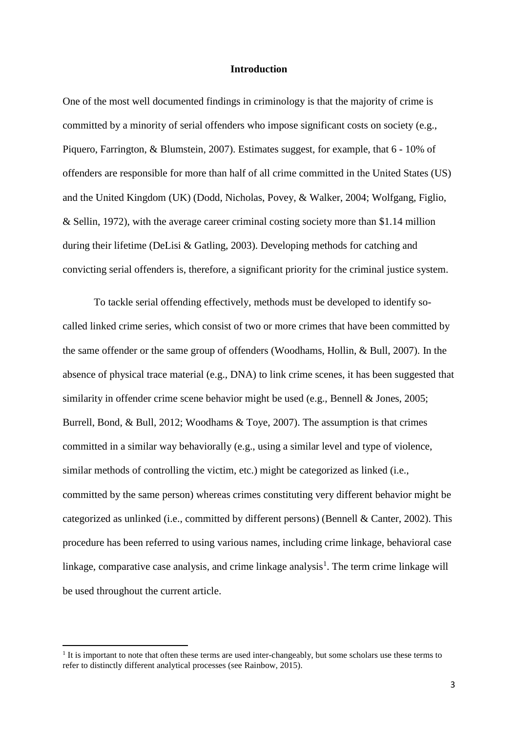# Introduction

One of the most well documented findings in criminology is that the majority of crime is committed by a minority of serial offenders who impose significant costs on society (e.g., Piquero, Farrington, & Blumstein, 2007). Estimates suggest, for example, that 6 - 10% of offenders are responsible for more than half of all crime committed in the United States (US) and the United Kingdom (UK) (Dodd, Nicholas, Povey, & Walker, 2004; Wolfgang, Figlio, & Sellin, 1972), with the average career criminal costing society more than $1.14 million during their lifetime (DeLisi & Gatling, 2003). Developing methods for catching and convicting serial offenders is, therefore, a significant priority for the criminal justice system.

To tackle serial offending effectively, methods must be developed to identify so-called linked crime series, which consist of two or more crimes that have been committed by the same offender or the same group of offenders (Woodhams, Hollin, & Bull, 2007). In the absence of physical trace material (e.g., DNA) to link crime scenes, it has been suggested that similarity in offender crime scene behavior might be used (e.g., Bennell & Jones, 2005; Burrell, Bond, & Bull, 2012; Woodhams & Toye, 2007). The assumption is that crimes committed in a similar way behaviorally (e.g., using a similar level and type of violence, similar methods of controlling the victim, etc.) might be categorized as linked (i.e., committed by the same person) whereas crimes constituting very different behavior might be categorized as unlinked (i.e., committed by different persons) (Bennell & Canter, 2002). This procedure has been referred to using various names, including crime linkage, behavioral case linkage, comparative case analysis, and crime linkage analysis[1]. The term crime linkage will be used throughout the current article.

[1] It is important to note that often these terms are used inter-changeably, but some scholars use these terms to refer to distinctly different analytical processes (see Rainbow, 2015).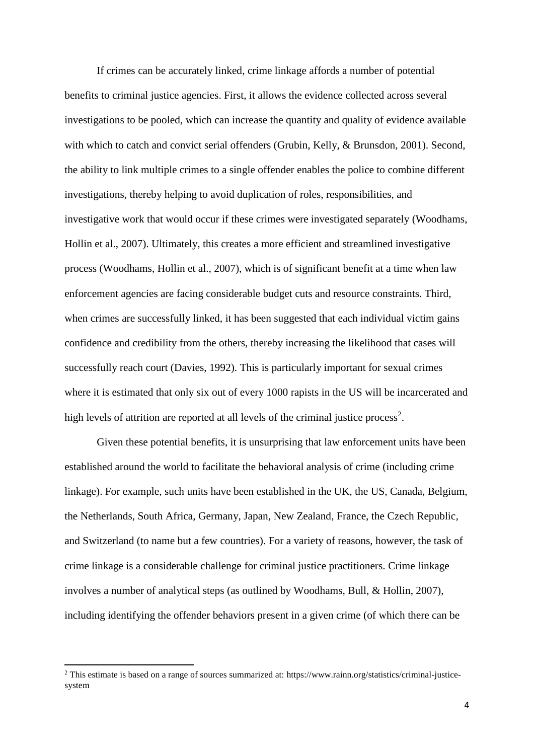If crimes can be accurately linked, crime linkage affords a number of potential benefits to criminal justice agencies. First, it allows the evidence collected across several investigations to be pooled, which can increase the quantity and quality of evidence available with which to catch and convict serial offenders (Grubin, Kelly, & Brunsdon, 2001). Second, the ability to link multiple crimes to a single offender enables the police to combine different investigations, thereby helping to avoid duplication of roles, responsibilities, and investigative work that would occur if these crimes were investigated separately (Woodhams, Hollin et al., 2007). Ultimately, this creates a more efficient and streamlined investigative process (Woodhams, Hollin et al., 2007), which is of significant benefit at a time when law enforcement agencies are facing considerable budget cuts and resource constraints. Third, when crimes are successfully linked, it has been suggested that each individual victim gains confidence and credibility from the others, thereby increasing the likelihood that cases will successfully reach court (Davies, 1992). This is particularly important for sexual crimes where it is estimated that only six out of every 1000 rapists in the US will be incarcerated and high levels of attrition are reported at all levels of the criminal justice process[2].

Given these potential benefits, it is unsurprising that law enforcement units have been established around the world to facilitate the behavioral analysis of crime (including crime linkage). For example, such units have been established in the UK, the US, Canada, Belgium, the Netherlands, South Africa, Germany, Japan, New Zealand, France, the Czech Republic, and Switzerland (to name but a few countries). For a variety of reasons, however, the task of crime linkage is a considerable challenge for criminal justice practitioners. Crime linkage involves a number of analytical steps (as outlined by Woodhams, Bull, & Hollin, 2007), including identifying the offender behaviors present in a given crime (of which there can be

[2] This estimate is based on a range of sources summarized at: https://www.rainn.org/statistics/criminal-justice-system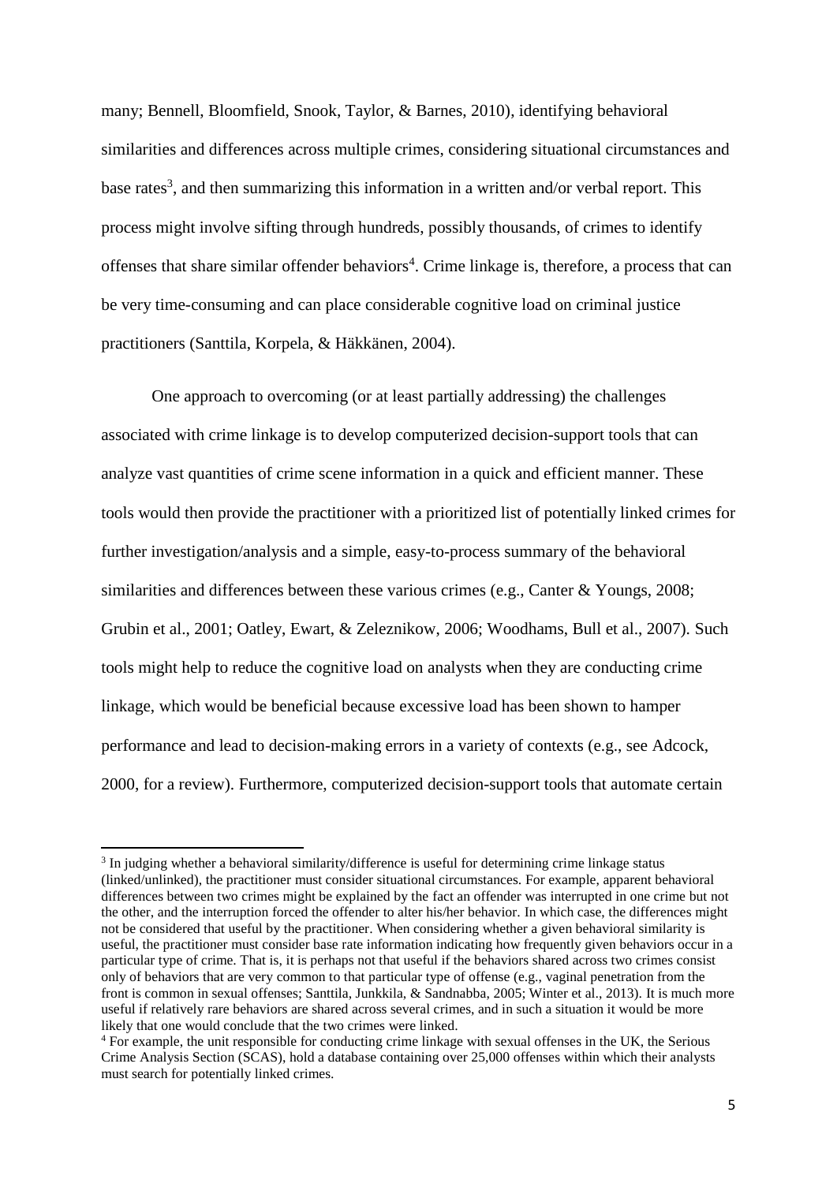many; Bennell, Bloomfield, Snook, Taylor, & Barnes, 2010), identifying behavioral similarities and differences across multiple crimes, considering situational circumstances and base rates[3], and then summarizing this information in a written and/or verbal report. This process might involve sifting through hundreds, possibly thousands, of crimes to identify offenses that share similar offender behaviors[4]. Crime linkage is, therefore, a process that can be very time-consuming and can place considerable cognitive load on criminal justice practitioners (Santtila, Korpela, & Häkkänen, 2004).

One approach to overcoming (or at least partially addressing) the challenges associated with crime linkage is to develop computerized decision-support tools that can analyze vast quantities of crime scene information in a quick and efficient manner. These tools would then provide the practitioner with a prioritized list of potentially linked crimes for further investigation/analysis and a simple, easy-to-process summary of the behavioral similarities and differences between these various crimes (e.g., Canter & Youngs, 2008; Grubin et al., 2001; Oatley, Ewart, & Zeleznikow, 2006; Woodhams, Bull et al., 2007). Such tools might help to reduce the cognitive load on analysts when they are conducting crime linkage, which would be beneficial because excessive load has been shown to hamper performance and lead to decision-making errors in a variety of contexts (e.g., see Adcock, 2000, for a review). Furthermore, computerized decision-support tools that automate certain

[3] In judging whether a behavioral similarity/difference is useful for determining crime linkage status (linked/unlinked), the practitioner must consider situational circumstances. For example, apparent behavioral differences between two crimes might be explained by the fact an offender was interrupted in one crime but not the other, and the interruption forced the offender to alter his/her behavior. In which case, the differences might not be considered that useful by the practitioner. When considering whether a given behavioral similarity is useful, the practitioner must consider base rate information indicating how frequently given behaviors occur in a particular type of crime. That is, it is perhaps not that useful if the behaviors shared across two crimes consist only of behaviors that are very common to that particular type of offense (e.g., vaginal penetration from the front is common in sexual offenses; Santtila, Junkkila, & Sandnabba, 2005; Winter et al., 2013). It is much more useful if relatively rare behaviors are shared across several crimes, and in such a situation it would be more likely that one would conclude that the two crimes were linked.

[4] For example, the unit responsible for conducting crime linkage with sexual offenses in the UK, the Serious Crime Analysis Section (SCAS), hold a database containing over 25,000 offenses within which their analysts must search for potentially linked crimes.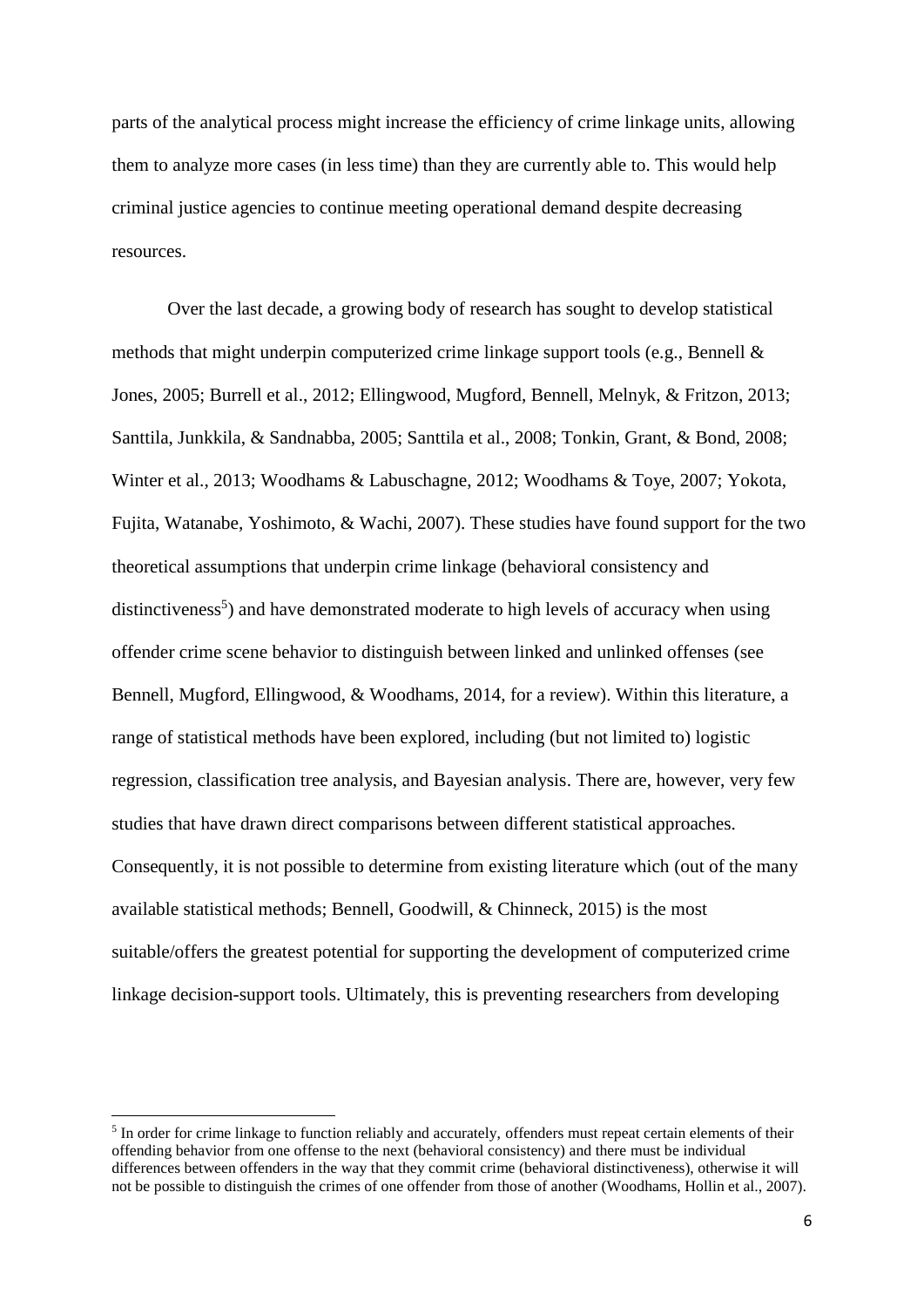parts of the analytical process might increase the efficiency of crime linkage units, allowing them to analyze more cases (in less time) than they are currently able to. This would help criminal justice agencies to continue meeting operational demand despite decreasing resources.

Over the last decade, a growing body of research has sought to develop statistical methods that might underpin computerized crime linkage support tools (e.g., Bennell & Jones, 2005; Burrell et al., 2012; Ellingwood, Mugford, Bennell, Melnyk, & Fritzon, 2013; Santtila, Junkkila, & Sandnabba, 2005; Santtila et al., 2008; Tonkin, Grant, & Bond, 2008; Winter et al., 2013; Woodhams & Labuschagne, 2012; Woodhams & Toye, 2007; Yokota, Fujita, Watanabe, Yoshimoto, & Wachi, 2007). These studies have found support for the two theoretical assumptions that underpin crime linkage (behavioral consistency and distinctiveness[5]) and have demonstrated moderate to high levels of accuracy when using offender crime scene behavior to distinguish between linked and unlinked offenses (see Bennell, Mugford, Ellingwood, & Woodhams, 2014, for a review). Within this literature, a range of statistical methods have been explored, including (but not limited to) logistic regression, classification tree analysis, and Bayesian analysis. There are, however, very few studies that have drawn direct comparisons between different statistical approaches. Consequently, it is not possible to determine from existing literature which (out of the many available statistical methods; Bennell, Goodwill, & Chinneck, 2015) is the most suitable/offers the greatest potential for supporting the development of computerized crime linkage decision-support tools. Ultimately, this is preventing researchers from developing

[5] In order for crime linkage to function reliably and accurately, offenders must repeat certain elements of their offending behavior from one offense to the next (behavioral consistency) and there must be individual differences between offenders in the way that they commit crime (behavioral distinctiveness), otherwise it will not be possible to distinguish the crimes of one offender from those of another (Woodhams, Hollin et al., 2007).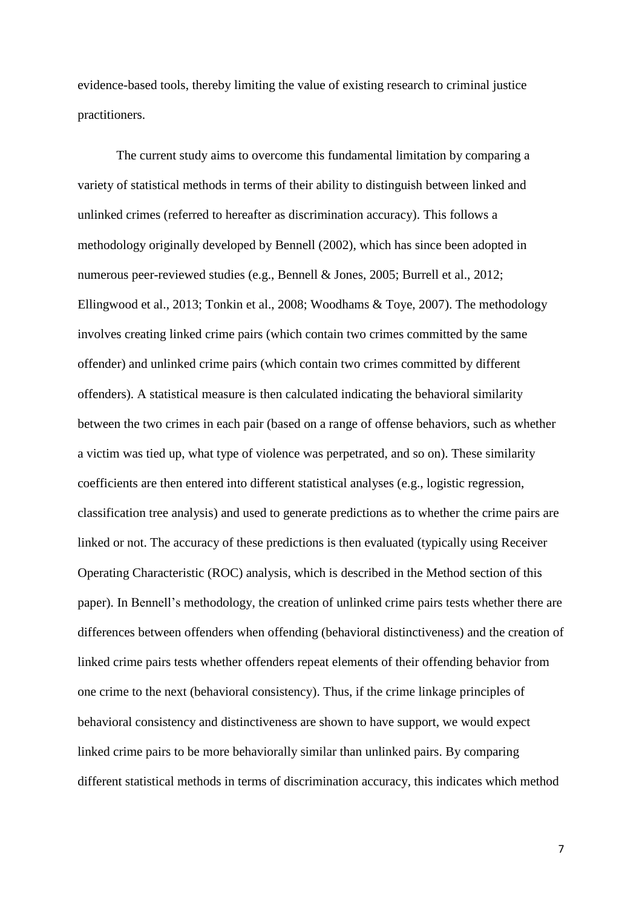evidence-based tools, thereby limiting the value of existing research to criminal justice practitioners.

The current study aims to overcome this fundamental limitation by comparing a variety of statistical methods in terms of their ability to distinguish between linked and unlinked crimes (referred to hereafter as discrimination accuracy). This follows a methodology originally developed by Bennell (2002), which has since been adopted in numerous peer-reviewed studies (e.g., Bennell & Jones, 2005; Burrell et al., 2012; Ellingwood et al., 2013; Tonkin et al., 2008; Woodhams & Toye, 2007). The methodology involves creating linked crime pairs (which contain two crimes committed by the same offender) and unlinked crime pairs (which contain two crimes committed by different offenders). A statistical measure is then calculated indicating the behavioral similarity between the two crimes in each pair (based on a range of offense behaviors, such as whether a victim was tied up, what type of violence was perpetrated, and so on). These similarity coefficients are then entered into different statistical analyses (e.g., logistic regression, classification tree analysis) and used to generate predictions as to whether the crime pairs are linked or not. The accuracy of these predictions is then evaluated (typically using Receiver Operating Characteristic (ROC) analysis, which is described in the Method section of this paper). In Bennell's methodology, the creation of unlinked crime pairs tests whether there are differences between offenders when offending (behavioral distinctiveness) and the creation of linked crime pairs tests whether offenders repeat elements of their offending behavior from one crime to the next (behavioral consistency). Thus, if the crime linkage principles of behavioral consistency and distinctiveness are shown to have support, we would expect linked crime pairs to be more behaviorally similar than unlinked pairs. By comparing different statistical methods in terms of discrimination accuracy, this indicates which method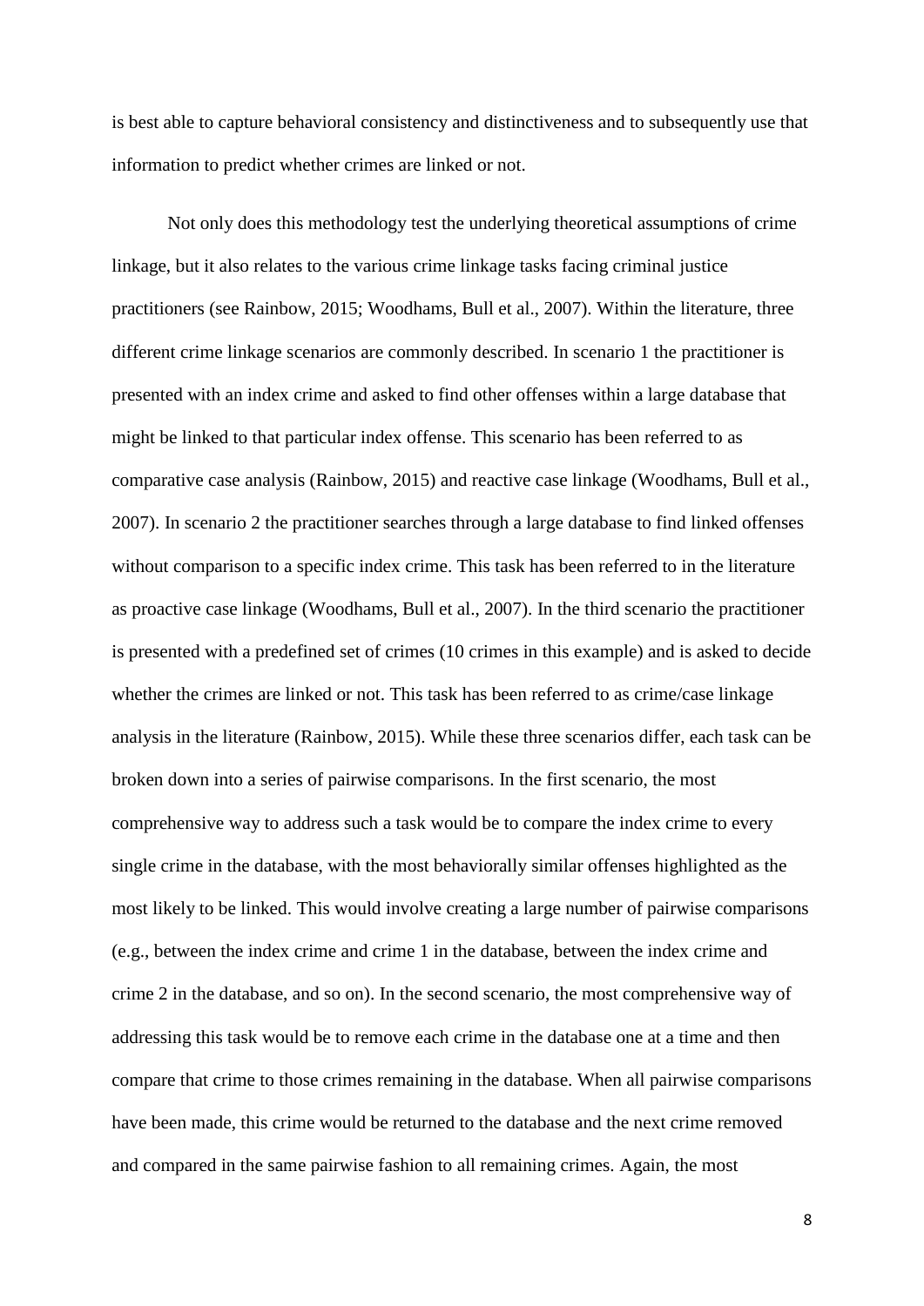is best able to capture behavioral consistency and distinctiveness and to subsequently use that information to predict whether crimes are linked or not.

Not only does this methodology test the underlying theoretical assumptions of crime linkage, but it also relates to the various crime linkage tasks facing criminal justice practitioners (see Rainbow, 2015; Woodhams, Bull et al., 2007). Within the literature, three different crime linkage scenarios are commonly described. In scenario 1 the practitioner is presented with an index crime and asked to find other offenses within a large database that might be linked to that particular index offense. This scenario has been referred to as comparative case analysis (Rainbow, 2015) and reactive case linkage (Woodhams, Bull et al., 2007). In scenario 2 the practitioner searches through a large database to find linked offenses without comparison to a specific index crime. This task has been referred to in the literature as proactive case linkage (Woodhams, Bull et al., 2007). In the third scenario the practitioner is presented with a predefined set of crimes (10 crimes in this example) and is asked to decide whether the crimes are linked or not. This task has been referred to as crime/case linkage analysis in the literature (Rainbow, 2015). While these three scenarios differ, each task can be broken down into a series of pairwise comparisons. In the first scenario, the most comprehensive way to address such a task would be to compare the index crime to every single crime in the database, with the most behaviorally similar offenses highlighted as the most likely to be linked. This would involve creating a large number of pairwise comparisons (e.g., between the index crime and crime 1 in the database, between the index crime and crime 2 in the database, and so on). In the second scenario, the most comprehensive way of addressing this task would be to remove each crime in the database one at a time and then compare that crime to those crimes remaining in the database. When all pairwise comparisons have been made, this crime would be returned to the database and the next crime removed and compared in the same pairwise fashion to all remaining crimes. Again, the most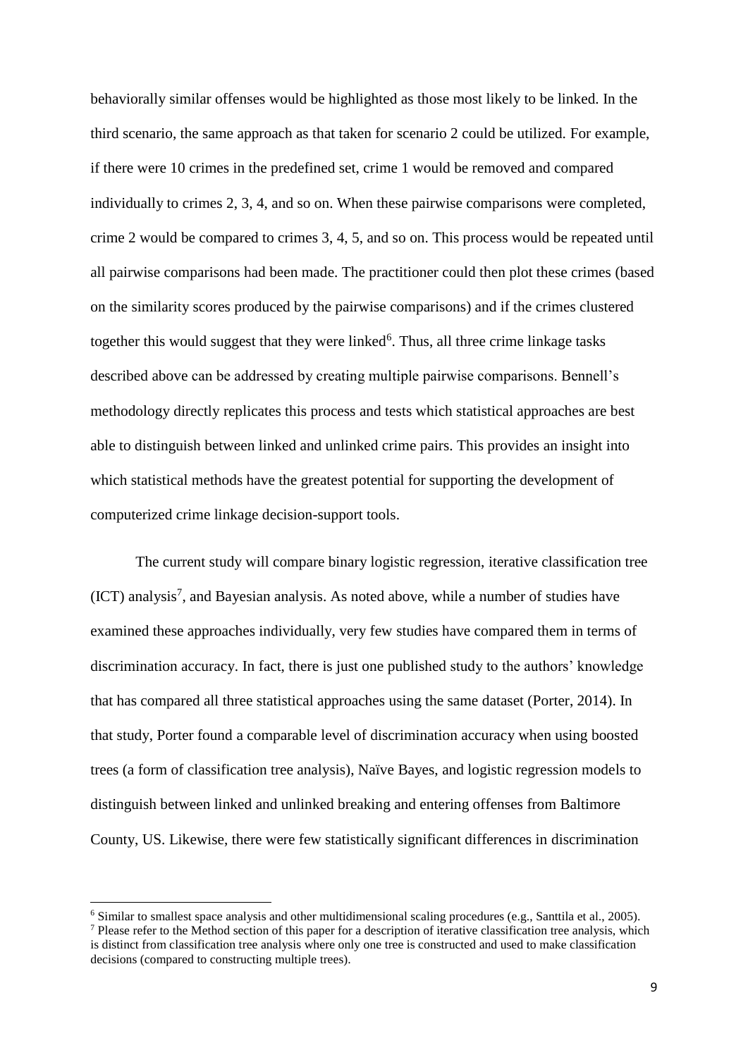behaviorally similar offenses would be highlighted as those most likely to be linked. In the third scenario, the same approach as that taken for scenario 2 could be utilized. For example, if there were 10 crimes in the predefined set, crime 1 would be removed and compared individually to crimes 2, 3, 4, and so on. When these pairwise comparisons were completed, crime 2 would be compared to crimes 3, 4, 5, and so on. This process would be repeated until all pairwise comparisons had been made. The practitioner could then plot these crimes (based on the similarity scores produced by the pairwise comparisons) and if the crimes clustered together this would suggest that they were linked[6]. Thus, all three crime linkage tasks described above can be addressed by creating multiple pairwise comparisons. Bennell's methodology directly replicates this process and tests which statistical approaches are best able to distinguish between linked and unlinked crime pairs. This provides an insight into which statistical methods have the greatest potential for supporting the development of computerized crime linkage decision-support tools.

The current study will compare binary logistic regression, iterative classification tree (ICT) analysis[7], and Bayesian analysis. As noted above, while a number of studies have examined these approaches individually, very few studies have compared them in terms of discrimination accuracy. In fact, there is just one published study to the authors' knowledge that has compared all three statistical approaches using the same dataset (Porter, 2014). In that study, Porter found a comparable level of discrimination accuracy when using boosted trees (a form of classification tree analysis), Naïve Bayes, and logistic regression models to distinguish between linked and unlinked breaking and entering offenses from Baltimore County, US. Likewise, there were few statistically significant differences in discrimination

[6] Similar to smallest space analysis and other multidimensional scaling procedures (e.g., Santtila et al., 2005).

[7] Please refer to the Method section of this paper for a description of iterative classification tree analysis, which is distinct from classification tree analysis where only one tree is constructed and used to make classification decisions (compared to constructing multiple trees).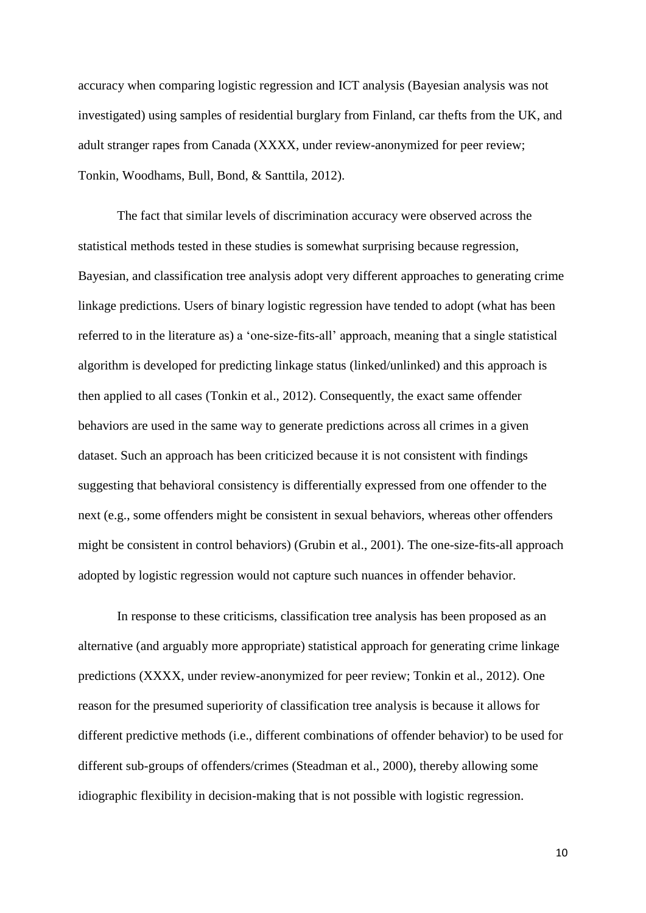accuracy when comparing logistic regression and ICT analysis (Bayesian analysis was not investigated) using samples of residential burglary from Finland, car thefts from the UK, and adult stranger rapes from Canada (XXXX, under review-anonymized for peer review; Tonkin, Woodhams, Bull, Bond, & Santtila, 2012).

The fact that similar levels of discrimination accuracy were observed across the statistical methods tested in these studies is somewhat surprising because regression, Bayesian, and classification tree analysis adopt very different approaches to generating crime linkage predictions. Users of binary logistic regression have tended to adopt (what has been referred to in the literature as) a 'one-size-fits-all' approach, meaning that a single statistical algorithm is developed for predicting linkage status (linked/unlinked) and this approach is then applied to all cases (Tonkin et al., 2012). Consequently, the exact same offender behaviors are used in the same way to generate predictions across all crimes in a given dataset. Such an approach has been criticized because it is not consistent with findings suggesting that behavioral consistency is differentially expressed from one offender to the next (e.g., some offenders might be consistent in sexual behaviors, whereas other offenders might be consistent in control behaviors) (Grubin et al., 2001). The one-size-fits-all approach adopted by logistic regression would not capture such nuances in offender behavior.

In response to these criticisms, classification tree analysis has been proposed as an alternative (and arguably more appropriate) statistical approach for generating crime linkage predictions (XXXX, under review-anonymized for peer review; Tonkin et al., 2012). One reason for the presumed superiority of classification tree analysis is because it allows for different predictive methods (i.e., different combinations of offender behavior) to be used for different sub-groups of offenders/crimes (Steadman et al., 2000), thereby allowing some idiographic flexibility in decision-making that is not possible with logistic regression.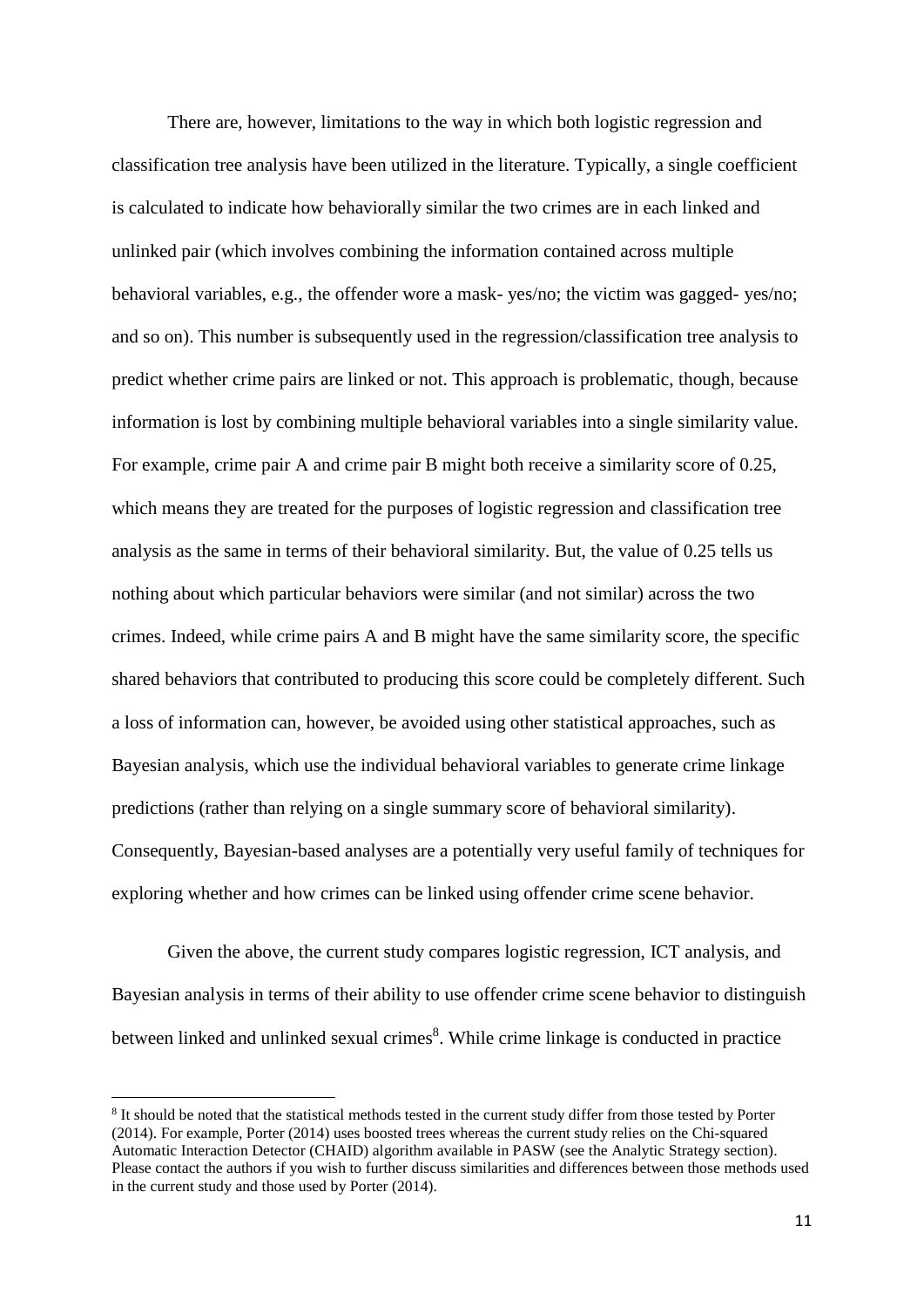There are, however, limitations to the way in which both logistic regression and classification tree analysis have been utilized in the literature. Typically, a single coefficient is calculated to indicate how behaviorally similar the two crimes are in each linked and unlinked pair (which involves combining the information contained across multiple behavioral variables, e.g., the offender wore a mask- yes/no; the victim was gagged- yes/no; and so on). This number is subsequently used in the regression/classification tree analysis to predict whether crime pairs are linked or not. This approach is problematic, though, because information is lost by combining multiple behavioral variables into a single similarity value. For example, crime pair A and crime pair B might both receive a similarity score of 0.25, which means they are treated for the purposes of logistic regression and classification tree analysis as the same in terms of their behavioral similarity. But, the value of 0.25 tells us nothing about which particular behaviors were similar (and not similar) across the two crimes. Indeed, while crime pairs A and B might have the same similarity score, the specific shared behaviors that contributed to producing this score could be completely different. Such a loss of information can, however, be avoided using other statistical approaches, such as Bayesian analysis, which use the individual behavioral variables to generate crime linkage predictions (rather than relying on a single summary score of behavioral similarity). Consequently, Bayesian-based analyses are a potentially very useful family of techniques for exploring whether and how crimes can be linked using offender crime scene behavior.

Given the above, the current study compares logistic regression, ICT analysis, and Bayesian analysis in terms of their ability to use offender crime scene behavior to distinguish between linked and unlinked sexual crimes[8]. While crime linkage is conducted in practice

[8] It should be noted that the statistical methods tested in the current study differ from those tested by Porter (2014). For example, Porter (2014) uses boosted trees whereas the current study relies on the Chi-squared Automatic Interaction Detector (CHAID) algorithm available in PASW (see the Analytic Strategy section). Please contact the authors if you wish to further discuss similarities and differences between those methods used in the current study and those used by Porter (2014).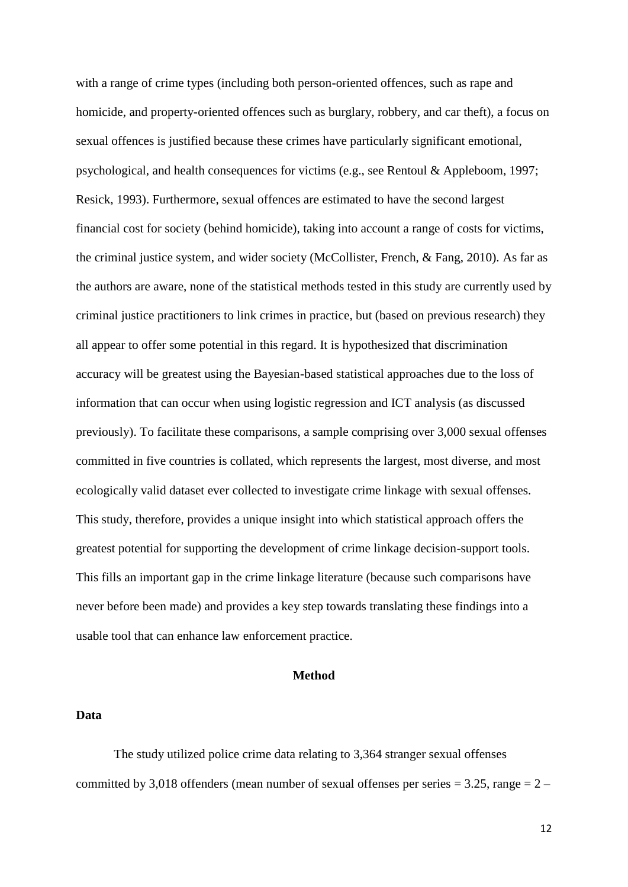with a range of crime types (including both person-oriented offences, such as rape and homicide, and property-oriented offences such as burglary, robbery, and car theft), a focus on sexual offences is justified because these crimes have particularly significant emotional, psychological, and health consequences for victims (e.g., see Rentoul & Appleboom, 1997; Resick, 1993). Furthermore, sexual offences are estimated to have the second largest financial cost for society (behind homicide), taking into account a range of costs for victims, the criminal justice system, and wider society (McCollister, French, & Fang, 2010). As far as the authors are aware, none of the statistical methods tested in this study are currently used by criminal justice practitioners to link crimes in practice, but (based on previous research) they all appear to offer some potential in this regard. It is hypothesized that discrimination accuracy will be greatest using the Bayesian-based statistical approaches due to the loss of information that can occur when using logistic regression and ICT analysis (as discussed previously). To facilitate these comparisons, a sample comprising over 3,000 sexual offenses committed in five countries is collated, which represents the largest, most diverse, and most ecologically valid dataset ever collected to investigate crime linkage with sexual offenses. This study, therefore, provides a unique insight into which statistical approach offers the greatest potential for supporting the development of crime linkage decision-support tools. This fills an important gap in the crime linkage literature (because such comparisons have never before been made) and provides a key step towards translating these findings into a usable tool that can enhance law enforcement practice.

## Method

### Data

The study utilized police crime data relating to 3,364 stranger sexual offenses committed by 3,018 offenders (mean number of sexual offenses per series = 3.25, range = 2 –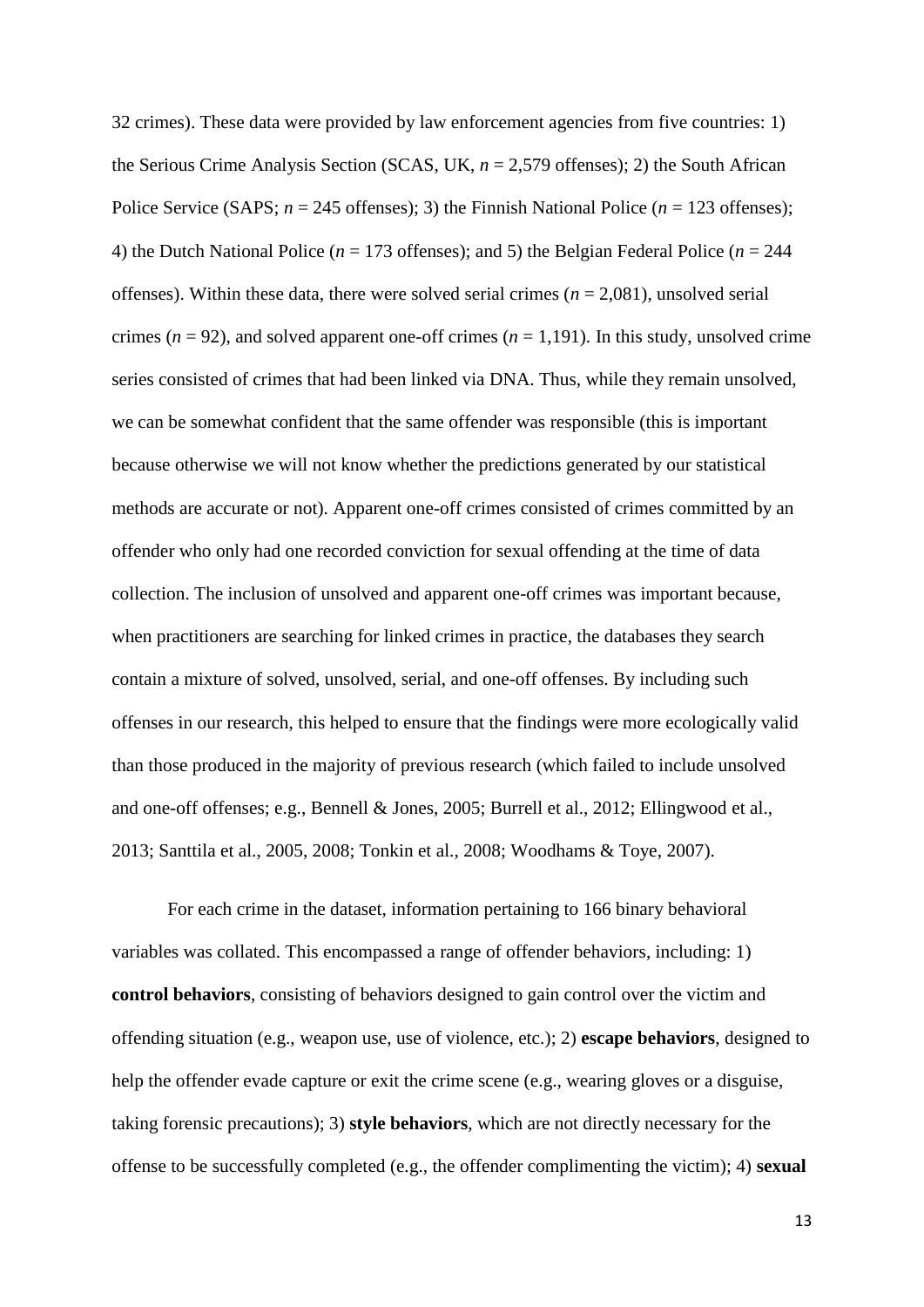32 crimes). These data were provided by law enforcement agencies from five countries: 1) the Serious Crime Analysis Section (SCAS, UK, $n$ = 2,579 offenses); 2) the South African Police Service (SAPS; $n$ = 245 offenses); 3) the Finnish National Police ($n$ = 123 offenses); 4) the Dutch National Police ($n$ = 173 offenses); and 5) the Belgian Federal Police ($n$ = 244 offenses). Within these data, there were solved serial crimes ($n$ = 2,081), unsolved serial crimes ($n$ = 92), and solved apparent one-off crimes ($n$ = 1,191). In this study, unsolved crime series consisted of crimes that had been linked via DNA. Thus, while they remain unsolved, we can be somewhat confident that the same offender was responsible (this is important because otherwise we will not know whether the predictions generated by our statistical methods are accurate or not). Apparent one-off crimes consisted of crimes committed by an offender who only had one recorded conviction for sexual offending at the time of data collection. The inclusion of unsolved and apparent one-off crimes was important because, when practitioners are searching for linked crimes in practice, the databases they search contain a mixture of solved, unsolved, serial, and one-off offenses. By including such offenses in our research, this helped to ensure that the findings were more ecologically valid than those produced in the majority of previous research (which failed to include unsolved and one-off offenses; e.g., Bennell & Jones, 2005; Burrell et al., 2012; Ellingwood et al., 2013; Santtila et al., 2005, 2008; Tonkin et al., 2008; Woodhams & Toye, 2007).

For each crime in the dataset, information pertaining to 166 binary behavioral variables was collated. This encompassed a range of offender behaviors, including: 1) **control behaviors**, consisting of behaviors designed to gain control over the victim and offending situation (e.g., weapon use, use of violence, etc.); 2) **escape behaviors**, designed to help the offender evade capture or exit the crime scene (e.g., wearing gloves or a disguise, taking forensic precautions); 3) **style behaviors**, which are not directly necessary for the offense to be successfully completed (e.g., the offender complimenting the victim); 4) **sexual**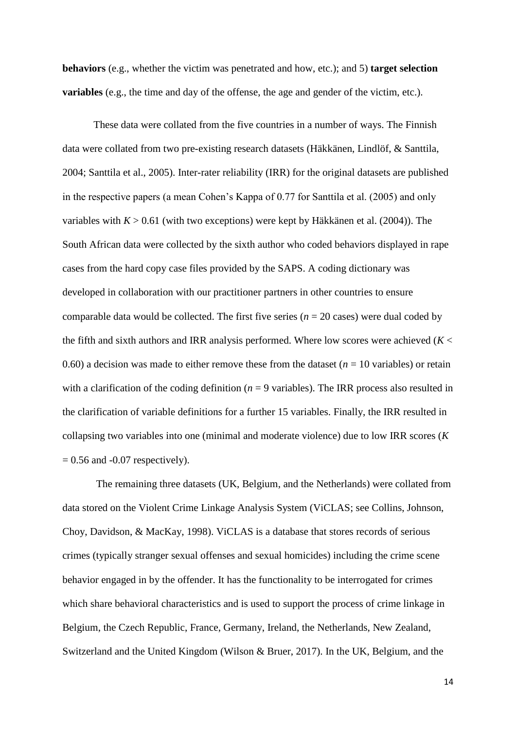**behaviors** (e.g., whether the victim was penetrated and how, etc.); and 5) **target selection variables** (e.g., the time and day of the offense, the age and gender of the victim, etc.).

These data were collated from the five countries in a number of ways. The Finnish data were collated from two pre-existing research datasets (Häkkänen, Lindlöf, & Santtila, 2004; Santtila et al., 2005). Inter-rater reliability (IRR) for the original datasets are published in the respective papers (a mean Cohen's Kappa of 0.77 for Santtila et al. (2005) and only variables with $K > 0.61$ (with two exceptions) were kept by Häkkänen et al. (2004)). The South African data were collected by the sixth author who coded behaviors displayed in rape cases from the hard copy case files provided by the SAPS. A coding dictionary was developed in collaboration with our practitioner partners in other countries to ensure comparable data would be collected. The first five series ($n = 20$ cases) were dual coded by the fifth and sixth authors and IRR analysis performed. Where low scores were achieved ($K < 0.60$) a decision was made to either remove these from the dataset ($n = 10$ variables) or retain with a clarification of the coding definition ($n = 9$ variables). The IRR process also resulted in the clarification of variable definitions for a further 15 variables. Finally, the IRR resulted in collapsing two variables into one (minimal and moderate violence) due to low IRR scores ($K = 0.56$ and -0.07 respectively).

The remaining three datasets (UK, Belgium, and the Netherlands) were collated from data stored on the Violent Crime Linkage Analysis System (ViCLAS; see Collins, Johnson, Choy, Davidson, & MacKay, 1998). ViCLAS is a database that stores records of serious crimes (typically stranger sexual offenses and sexual homicides) including the crime scene behavior engaged in by the offender. It has the functionality to be interrogated for crimes which share behavioral characteristics and is used to support the process of crime linkage in Belgium, the Czech Republic, France, Germany, Ireland, the Netherlands, New Zealand, Switzerland and the United Kingdom (Wilson & Bruer, 2017). In the UK, Belgium, and the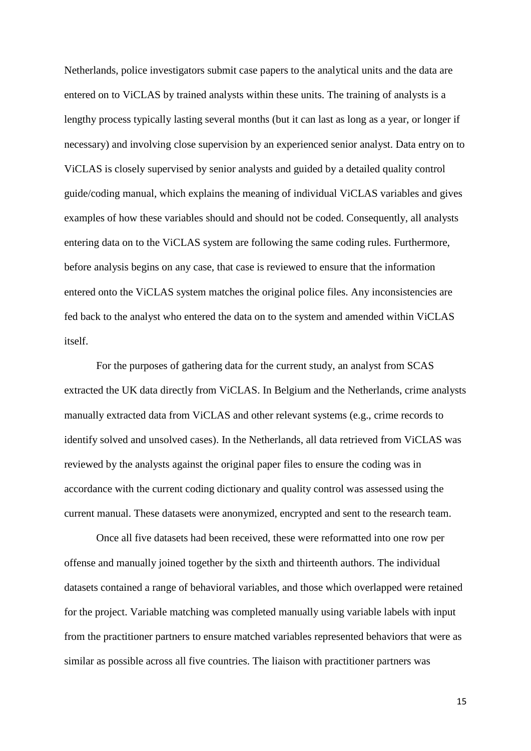Netherlands, police investigators submit case papers to the analytical units and the data are entered on to ViCLAS by trained analysts within these units. The training of analysts is a lengthy process typically lasting several months (but it can last as long as a year, or longer if necessary) and involving close supervision by an experienced senior analyst. Data entry on to ViCLAS is closely supervised by senior analysts and guided by a detailed quality control guide/coding manual, which explains the meaning of individual ViCLAS variables and gives examples of how these variables should and should not be coded. Consequently, all analysts entering data on to the ViCLAS system are following the same coding rules. Furthermore, before analysis begins on any case, that case is reviewed to ensure that the information entered onto the ViCLAS system matches the original police files. Any inconsistencies are fed back to the analyst who entered the data on to the system and amended within ViCLAS itself.

For the purposes of gathering data for the current study, an analyst from SCAS extracted the UK data directly from ViCLAS. In Belgium and the Netherlands, crime analysts manually extracted data from ViCLAS and other relevant systems (e.g., crime records to identify solved and unsolved cases). In the Netherlands, all data retrieved from ViCLAS was reviewed by the analysts against the original paper files to ensure the coding was in accordance with the current coding dictionary and quality control was assessed using the current manual. These datasets were anonymized, encrypted and sent to the research team.

Once all five datasets had been received, these were reformatted into one row per offense and manually joined together by the sixth and thirteenth authors. The individual datasets contained a range of behavioral variables, and those which overlapped were retained for the project. Variable matching was completed manually using variable labels with input from the practitioner partners to ensure matched variables represented behaviors that were as similar as possible across all five countries. The liaison with practitioner partners was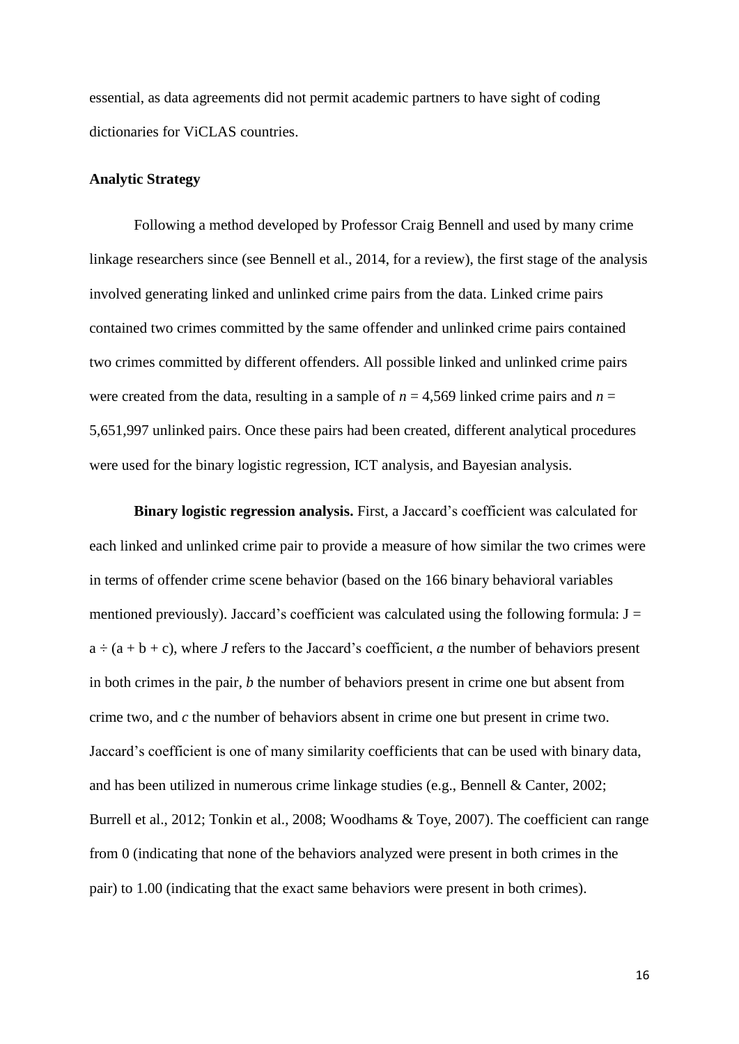essential, as data agreements did not permit academic partners to have sight of coding dictionaries for ViCLAS countries.

## Analytic Strategy

Following a method developed by Professor Craig Bennell and used by many crime linkage researchers since (see Bennell et al., 2014, for a review), the first stage of the analysis involved generating linked and unlinked crime pairs from the data. Linked crime pairs contained two crimes committed by the same offender and unlinked crime pairs contained two crimes committed by different offenders. All possible linked and unlinked crime pairs were created from the data, resulting in a sample of $n = 4{,}569$ linked crime pairs and $n = 5{,}651{,}997$ unlinked pairs. Once these pairs had been created, different analytical procedures were used for the binary logistic regression, ICT analysis, and Bayesian analysis.

**Binary logistic regression analysis.** First, a Jaccard's coefficient was calculated for each linked and unlinked crime pair to provide a measure of how similar the two crimes were in terms of offender crime scene behavior (based on the 166 binary behavioral variables mentioned previously). Jaccard's coefficient was calculated using the following formula: $J = a \div (a + b + c)$, where $J$ refers to the Jaccard's coefficient, $a$ the number of behaviors present in both crimes in the pair, $b$ the number of behaviors present in crime one but absent from crime two, and $c$ the number of behaviors absent in crime one but present in crime two. Jaccard's coefficient is one of many similarity coefficients that can be used with binary data, and has been utilized in numerous crime linkage studies (e.g., Bennell & Canter, 2002; Burrell et al., 2012; Tonkin et al., 2008; Woodhams & Toye, 2007). The coefficient can range from 0 (indicating that none of the behaviors analyzed were present in both crimes in the pair) to 1.00 (indicating that the exact same behaviors were present in both crimes).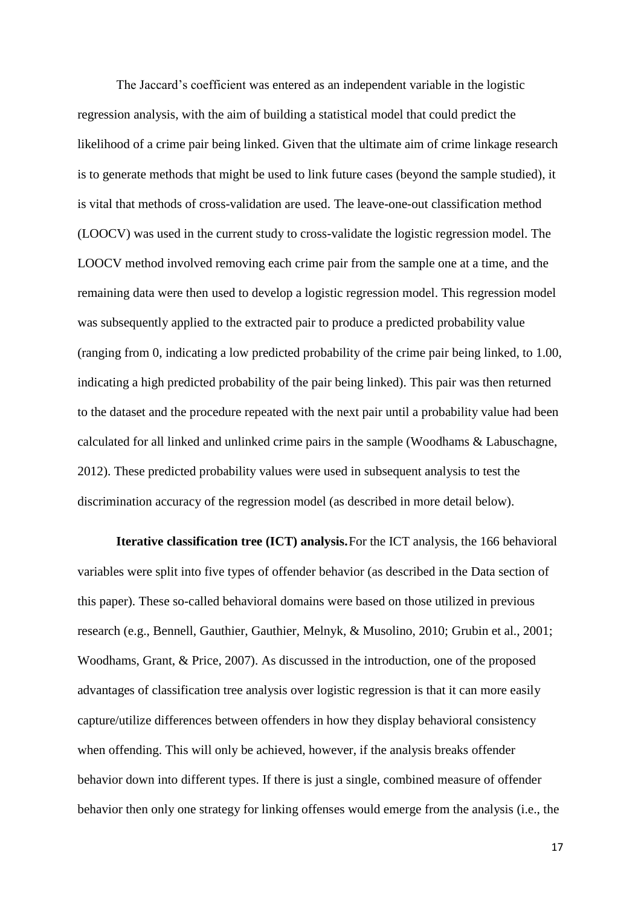The Jaccard's coefficient was entered as an independent variable in the logistic regression analysis, with the aim of building a statistical model that could predict the likelihood of a crime pair being linked. Given that the ultimate aim of crime linkage research is to generate methods that might be used to link future cases (beyond the sample studied), it is vital that methods of cross-validation are used. The leave-one-out classification method (LOOCV) was used in the current study to cross-validate the logistic regression model. The LOOCV method involved removing each crime pair from the sample one at a time, and the remaining data were then used to develop a logistic regression model. This regression model was subsequently applied to the extracted pair to produce a predicted probability value (ranging from 0, indicating a low predicted probability of the crime pair being linked, to 1.00, indicating a high predicted probability of the pair being linked). This pair was then returned to the dataset and the procedure repeated with the next pair until a probability value had been calculated for all linked and unlinked crime pairs in the sample (Woodhams & Labuschagne, 2012). These predicted probability values were used in subsequent analysis to test the discrimination accuracy of the regression model (as described in more detail below).

**Iterative classification tree (ICT) analysis.** For the ICT analysis, the 166 behavioral variables were split into five types of offender behavior (as described in the Data section of this paper). These so-called behavioral domains were based on those utilized in previous research (e.g., Bennell, Gauthier, Gauthier, Melnyk, & Musolino, 2010; Grubin et al., 2001; Woodhams, Grant, & Price, 2007). As discussed in the introduction, one of the proposed advantages of classification tree analysis over logistic regression is that it can more easily capture/utilize differences between offenders in how they display behavioral consistency when offending. This will only be achieved, however, if the analysis breaks offender behavior down into different types. If there is just a single, combined measure of offender behavior then only one strategy for linking offenses would emerge from the analysis (i.e., the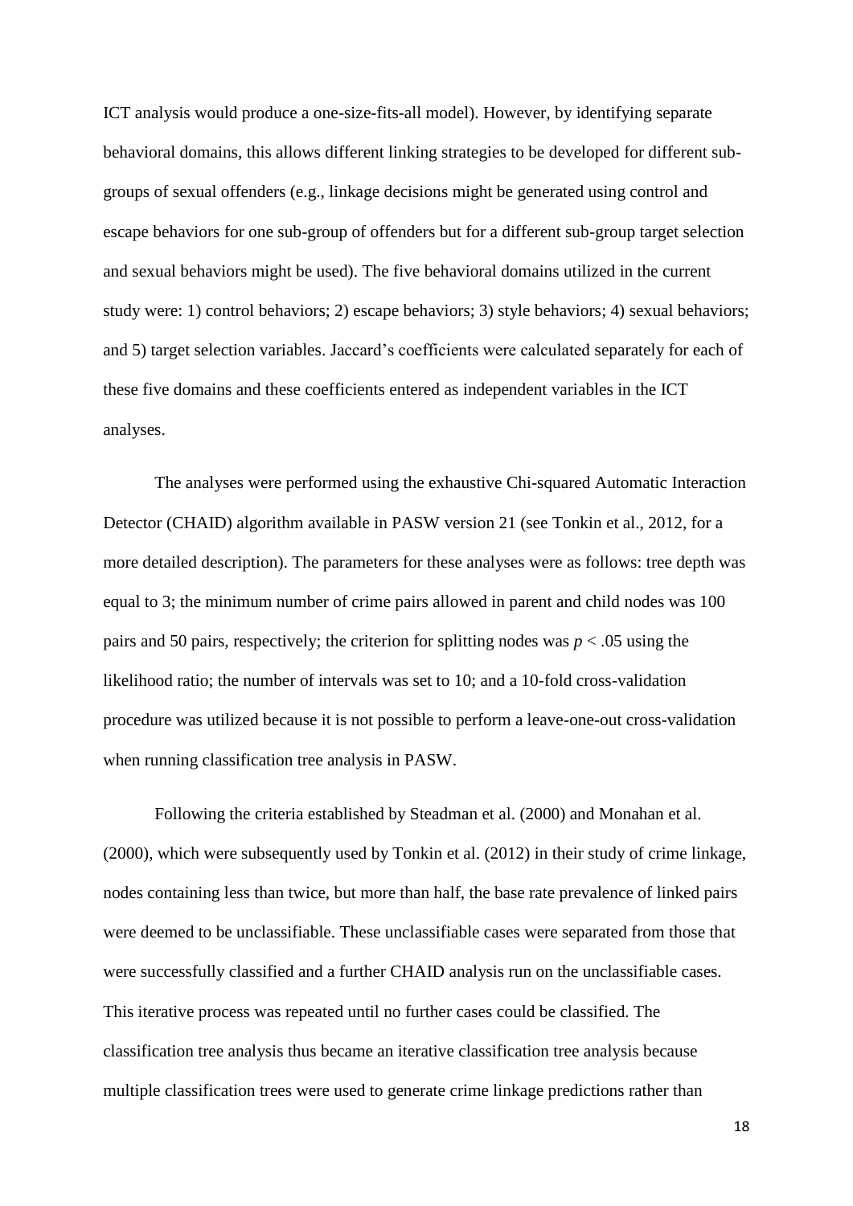ICT analysis would produce a one-size-fits-all model). However, by identifying separate behavioral domains, this allows different linking strategies to be developed for different sub-groups of sexual offenders (e.g., linkage decisions might be generated using control and escape behaviors for one sub-group of offenders but for a different sub-group target selection and sexual behaviors might be used). The five behavioral domains utilized in the current study were: 1) control behaviors; 2) escape behaviors; 3) style behaviors; 4) sexual behaviors; and 5) target selection variables. Jaccard's coefficients were calculated separately for each of these five domains and these coefficients entered as independent variables in the ICT analyses.

The analyses were performed using the exhaustive Chi-squared Automatic Interaction Detector (CHAID) algorithm available in PASW version 21 (see Tonkin et al., 2012, for a more detailed description). The parameters for these analyses were as follows: tree depth was equal to 3; the minimum number of crime pairs allowed in parent and child nodes was 100 pairs and 50 pairs, respectively; the criterion for splitting nodes was $p < .05$ using the likelihood ratio; the number of intervals was set to 10; and a 10-fold cross-validation procedure was utilized because it is not possible to perform a leave-one-out cross-validation when running classification tree analysis in PASW.

Following the criteria established by Steadman et al. (2000) and Monahan et al. (2000), which were subsequently used by Tonkin et al. (2012) in their study of crime linkage, nodes containing less than twice, but more than half, the base rate prevalence of linked pairs were deemed to be unclassifiable. These unclassifiable cases were separated from those that were successfully classified and a further CHAID analysis run on the unclassifiable cases. This iterative process was repeated until no further cases could be classified. The classification tree analysis thus became an iterative classification tree analysis because multiple classification trees were used to generate crime linkage predictions rather than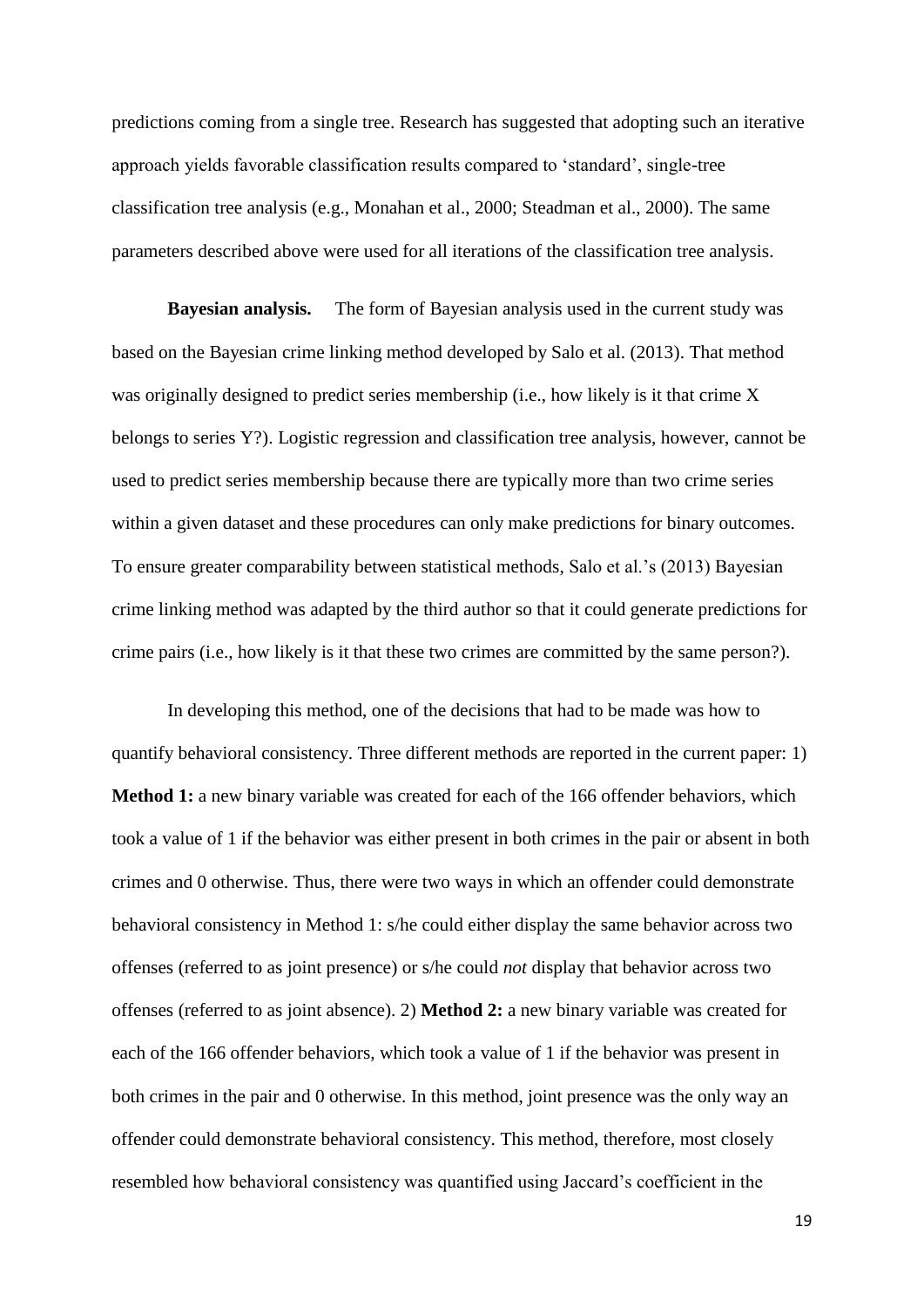predictions coming from a single tree. Research has suggested that adopting such an iterative approach yields favorable classification results compared to 'standard', single-tree classification tree analysis (e.g., Monahan et al., 2000; Steadman et al., 2000). The same parameters described above were used for all iterations of the classification tree analysis.

**Bayesian analysis.** The form of Bayesian analysis used in the current study was based on the Bayesian crime linking method developed by Salo et al. (2013). That method was originally designed to predict series membership (i.e., how likely is it that crime X belongs to series Y?). Logistic regression and classification tree analysis, however, cannot be used to predict series membership because there are typically more than two crime series within a given dataset and these procedures can only make predictions for binary outcomes. To ensure greater comparability between statistical methods, Salo et al.'s (2013) Bayesian crime linking method was adapted by the third author so that it could generate predictions for crime pairs (i.e., how likely is it that these two crimes are committed by the same person?).

In developing this method, one of the decisions that had to be made was how to quantify behavioral consistency. Three different methods are reported in the current paper: 1) **Method 1:** a new binary variable was created for each of the 166 offender behaviors, which took a value of 1 if the behavior was either present in both crimes in the pair or absent in both crimes and 0 otherwise. Thus, there were two ways in which an offender could demonstrate behavioral consistency in Method 1: s/he could either display the same behavior across two offenses (referred to as joint presence) or s/he could *not* display that behavior across two offenses (referred to as joint absence). 2) **Method 2:** a new binary variable was created for each of the 166 offender behaviors, which took a value of 1 if the behavior was present in both crimes in the pair and 0 otherwise. In this method, joint presence was the only way an offender could demonstrate behavioral consistency. This method, therefore, most closely resembled how behavioral consistency was quantified using Jaccard's coefficient in the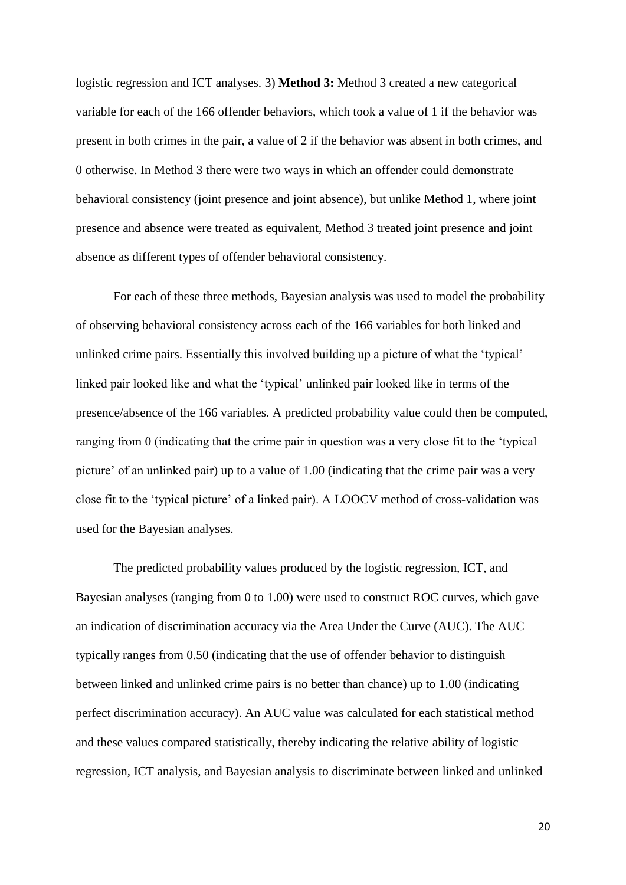logistic regression and ICT analyses. 3) **Method 3:** Method 3 created a new categorical variable for each of the 166 offender behaviors, which took a value of 1 if the behavior was present in both crimes in the pair, a value of 2 if the behavior was absent in both crimes, and 0 otherwise. In Method 3 there were two ways in which an offender could demonstrate behavioral consistency (joint presence and joint absence), but unlike Method 1, where joint presence and absence were treated as equivalent, Method 3 treated joint presence and joint absence as different types of offender behavioral consistency.

For each of these three methods, Bayesian analysis was used to model the probability of observing behavioral consistency across each of the 166 variables for both linked and unlinked crime pairs. Essentially this involved building up a picture of what the 'typical' linked pair looked like and what the 'typical' unlinked pair looked like in terms of the presence/absence of the 166 variables. A predicted probability value could then be computed, ranging from 0 (indicating that the crime pair in question was a very close fit to the 'typical picture' of an unlinked pair) up to a value of 1.00 (indicating that the crime pair was a very close fit to the 'typical picture' of a linked pair). A LOOCV method of cross-validation was used for the Bayesian analyses.

The predicted probability values produced by the logistic regression, ICT, and Bayesian analyses (ranging from 0 to 1.00) were used to construct ROC curves, which gave an indication of discrimination accuracy via the Area Under the Curve (AUC). The AUC typically ranges from 0.50 (indicating that the use of offender behavior to distinguish between linked and unlinked crime pairs is no better than chance) up to 1.00 (indicating perfect discrimination accuracy). An AUC value was calculated for each statistical method and these values compared statistically, thereby indicating the relative ability of logistic regression, ICT analysis, and Bayesian analysis to discriminate between linked and unlinked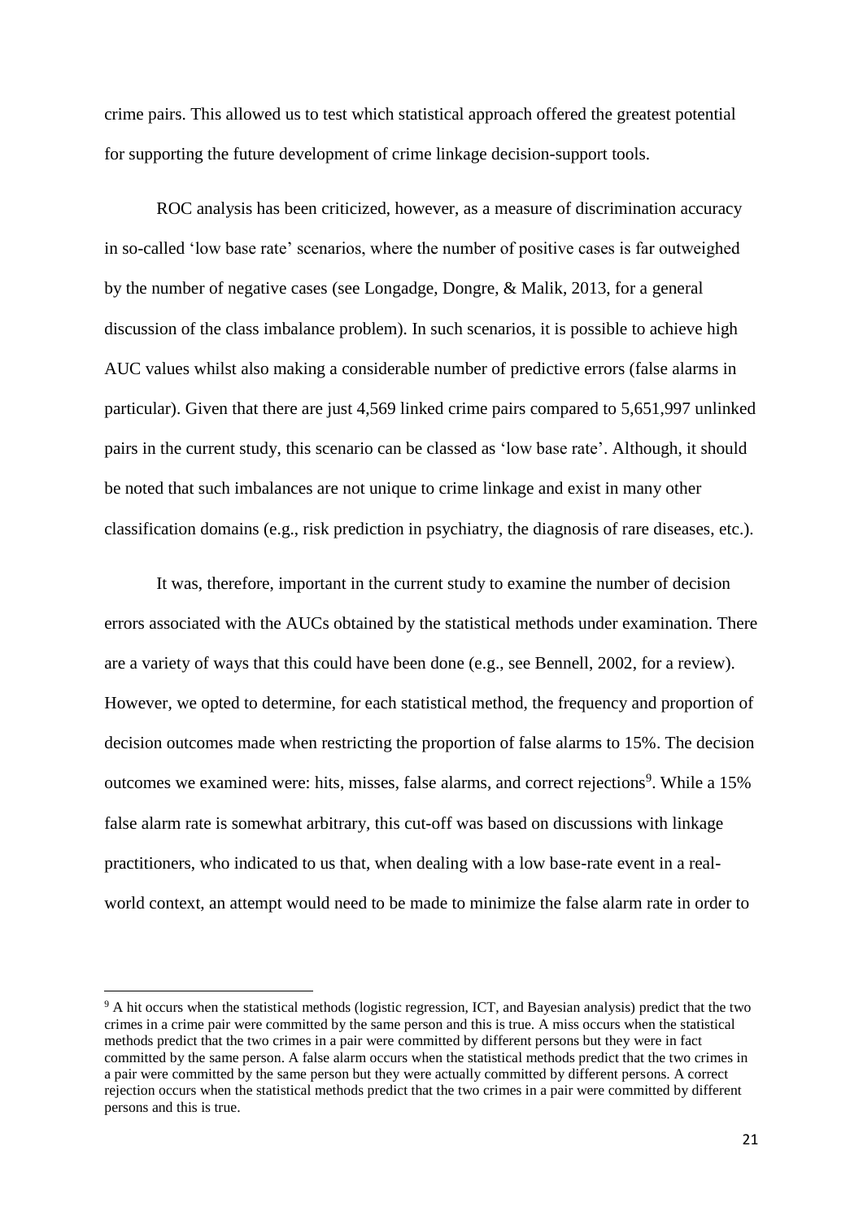crime pairs. This allowed us to test which statistical approach offered the greatest potential for supporting the future development of crime linkage decision-support tools.

ROC analysis has been criticized, however, as a measure of discrimination accuracy in so-called 'low base rate' scenarios, where the number of positive cases is far outweighed by the number of negative cases (see Longadge, Dongre, & Malik, 2013, for a general discussion of the class imbalance problem). In such scenarios, it is possible to achieve high AUC values whilst also making a considerable number of predictive errors (false alarms in particular). Given that there are just 4,569 linked crime pairs compared to 5,651,997 unlinked pairs in the current study, this scenario can be classed as 'low base rate'. Although, it should be noted that such imbalances are not unique to crime linkage and exist in many other classification domains (e.g., risk prediction in psychiatry, the diagnosis of rare diseases, etc.).

It was, therefore, important in the current study to examine the number of decision errors associated with the AUCs obtained by the statistical methods under examination. There are a variety of ways that this could have been done (e.g., see Bennell, 2002, for a review). However, we opted to determine, for each statistical method, the frequency and proportion of decision outcomes made when restricting the proportion of false alarms to 15%. The decision outcomes we examined were: hits, misses, false alarms, and correct rejections[9]. While a 15% false alarm rate is somewhat arbitrary, this cut-off was based on discussions with linkage practitioners, who indicated to us that, when dealing with a low base-rate event in a real-world context, an attempt would need to be made to minimize the false alarm rate in order to

[9] A hit occurs when the statistical methods (logistic regression, ICT, and Bayesian analysis) predict that the two crimes in a crime pair were committed by the same person and this is true. A miss occurs when the statistical methods predict that the two crimes in a pair were committed by different persons but they were in fact committed by the same person. A false alarm occurs when the statistical methods predict that the two crimes in a pair were committed by the same person but they were actually committed by different persons. A correct rejection occurs when the statistical methods predict that the two crimes in a pair were committed by different persons and this is true.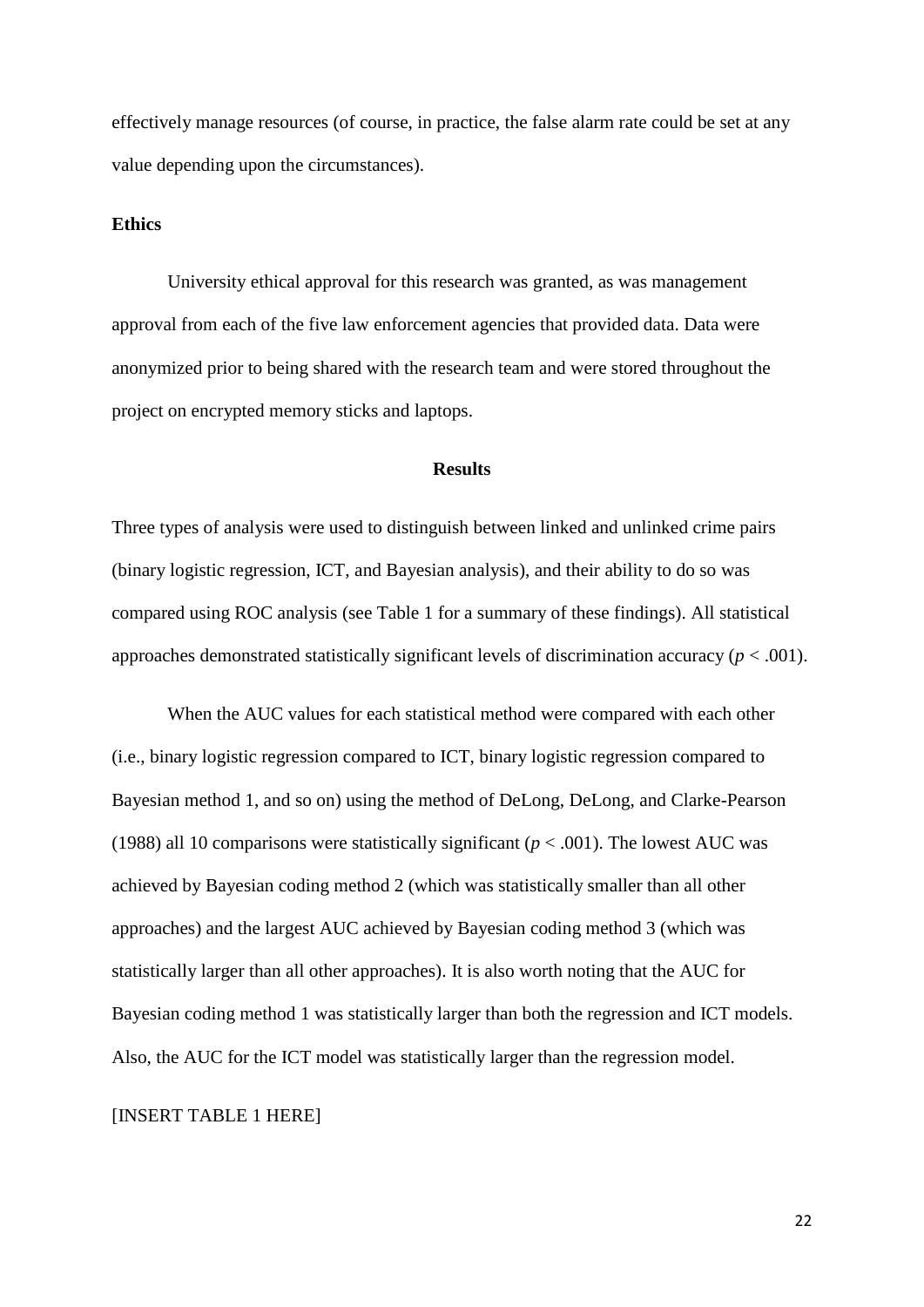effectively manage resources (of course, in practice, the false alarm rate could be set at any value depending upon the circumstances).

### Ethics

University ethical approval for this research was granted, as was management approval from each of the five law enforcement agencies that provided data. Data were anonymized prior to being shared with the research team and were stored throughout the project on encrypted memory sticks and laptops.

## Results

Three types of analysis were used to distinguish between linked and unlinked crime pairs (binary logistic regression, ICT, and Bayesian analysis), and their ability to do so was compared using ROC analysis (see Table 1 for a summary of these findings). All statistical approaches demonstrated statistically significant levels of discrimination accuracy ($p < .001$).

When the AUC values for each statistical method were compared with each other (i.e., binary logistic regression compared to ICT, binary logistic regression compared to Bayesian method 1, and so on) using the method of DeLong, DeLong, and Clarke-Pearson (1988) all 10 comparisons were statistically significant ($p < .001$). The lowest AUC was achieved by Bayesian coding method 2 (which was statistically smaller than all other approaches) and the largest AUC achieved by Bayesian coding method 3 (which was statistically larger than all other approaches). It is also worth noting that the AUC for Bayesian coding method 1 was statistically larger than both the regression and ICT models. Also, the AUC for the ICT model was statistically larger than the regression model.

[INSERT TABLE 1 HERE]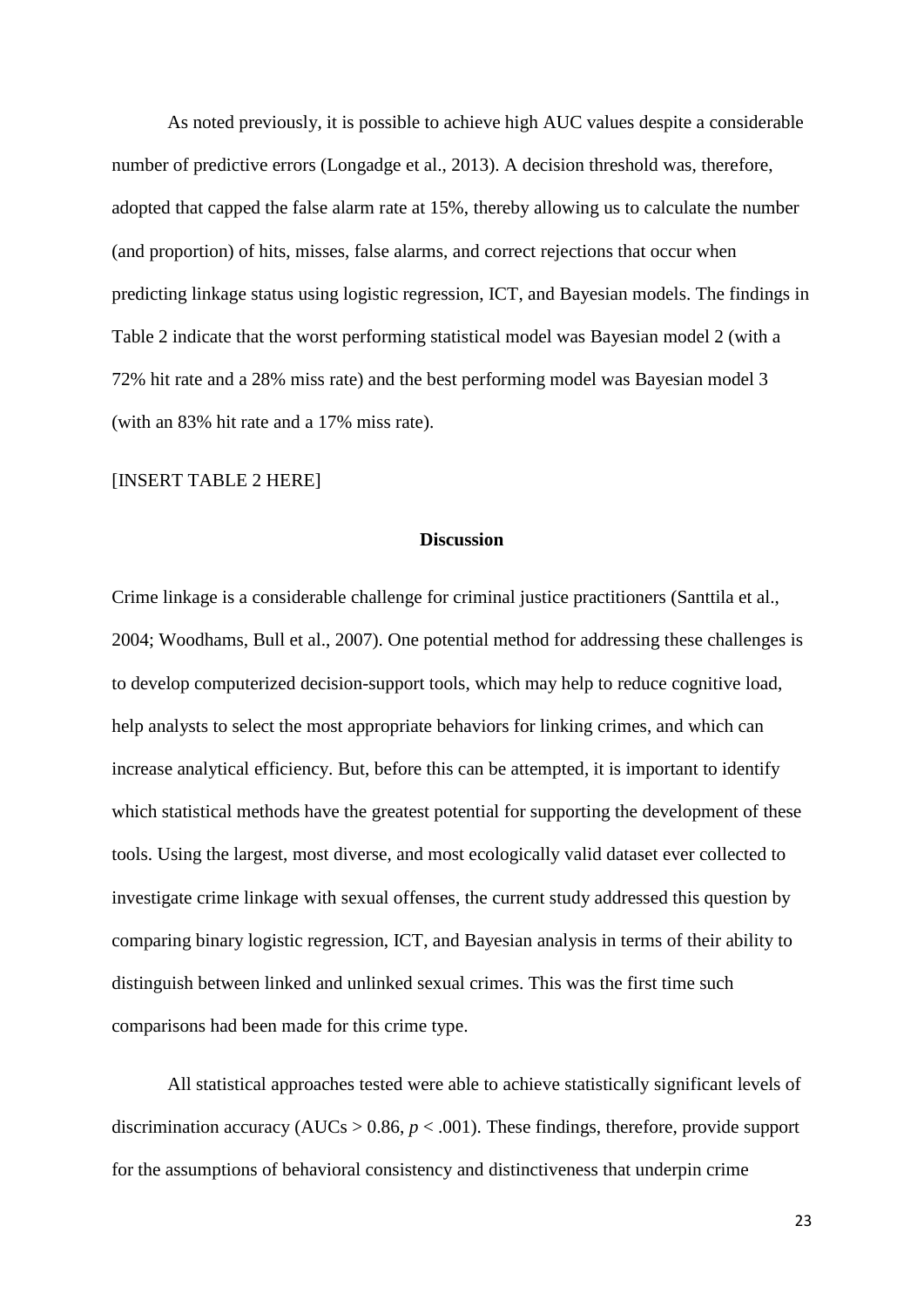As noted previously, it is possible to achieve high AUC values despite a considerable number of predictive errors (Longadge et al., 2013). A decision threshold was, therefore, adopted that capped the false alarm rate at 15%, thereby allowing us to calculate the number (and proportion) of hits, misses, false alarms, and correct rejections that occur when predicting linkage status using logistic regression, ICT, and Bayesian models. The findings in Table 2 indicate that the worst performing statistical model was Bayesian model 2 (with a 72% hit rate and a 28% miss rate) and the best performing model was Bayesian model 3 (with an 83% hit rate and a 17% miss rate).

[INSERT TABLE 2 HERE]

## Discussion

Crime linkage is a considerable challenge for criminal justice practitioners (Santtila et al., 2004; Woodhams, Bull et al., 2007). One potential method for addressing these challenges is to develop computerized decision-support tools, which may help to reduce cognitive load, help analysts to select the most appropriate behaviors for linking crimes, and which can increase analytical efficiency. But, before this can be attempted, it is important to identify which statistical methods have the greatest potential for supporting the development of these tools. Using the largest, most diverse, and most ecologically valid dataset ever collected to investigate crime linkage with sexual offenses, the current study addressed this question by comparing binary logistic regression, ICT, and Bayesian analysis in terms of their ability to distinguish between linked and unlinked sexual crimes. This was the first time such comparisons had been made for this crime type.

All statistical approaches tested were able to achieve statistically significant levels of discrimination accuracy (AUCs > 0.86, $p < .001$). These findings, therefore, provide support for the assumptions of behavioral consistency and distinctiveness that underpin crime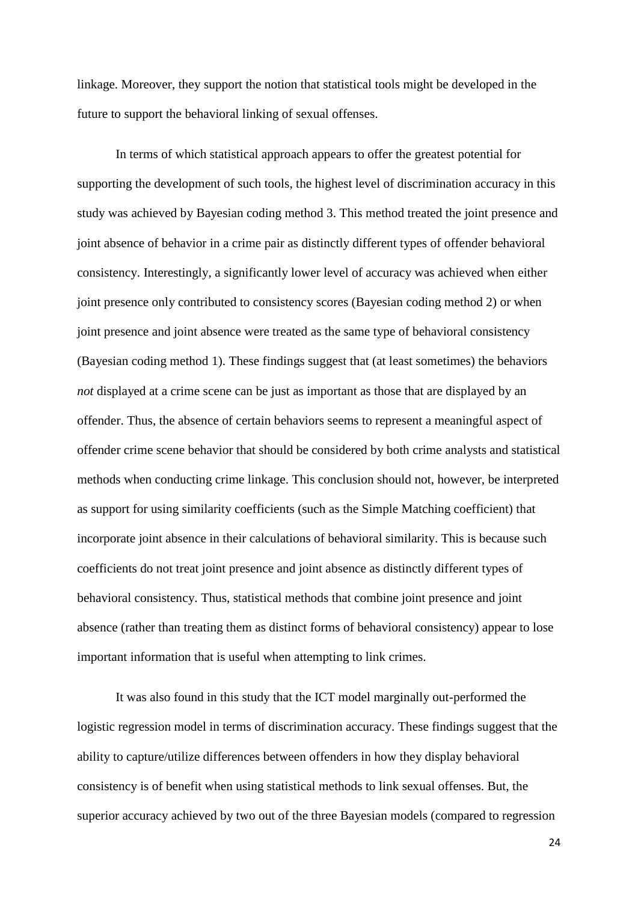linkage. Moreover, they support the notion that statistical tools might be developed in the future to support the behavioral linking of sexual offenses.

In terms of which statistical approach appears to offer the greatest potential for supporting the development of such tools, the highest level of discrimination accuracy in this study was achieved by Bayesian coding method 3. This method treated the joint presence and joint absence of behavior in a crime pair as distinctly different types of offender behavioral consistency. Interestingly, a significantly lower level of accuracy was achieved when either joint presence only contributed to consistency scores (Bayesian coding method 2) or when joint presence and joint absence were treated as the same type of behavioral consistency (Bayesian coding method 1). These findings suggest that (at least sometimes) the behaviors *not* displayed at a crime scene can be just as important as those that are displayed by an offender. Thus, the absence of certain behaviors seems to represent a meaningful aspect of offender crime scene behavior that should be considered by both crime analysts and statistical methods when conducting crime linkage. This conclusion should not, however, be interpreted as support for using similarity coefficients (such as the Simple Matching coefficient) that incorporate joint absence in their calculations of behavioral similarity. This is because such coefficients do not treat joint presence and joint absence as distinctly different types of behavioral consistency. Thus, statistical methods that combine joint presence and joint absence (rather than treating them as distinct forms of behavioral consistency) appear to lose important information that is useful when attempting to link crimes.

It was also found in this study that the ICT model marginally out-performed the logistic regression model in terms of discrimination accuracy. These findings suggest that the ability to capture/utilize differences between offenders in how they display behavioral consistency is of benefit when using statistical methods to link sexual offenses. But, the superior accuracy achieved by two out of the three Bayesian models (compared to regression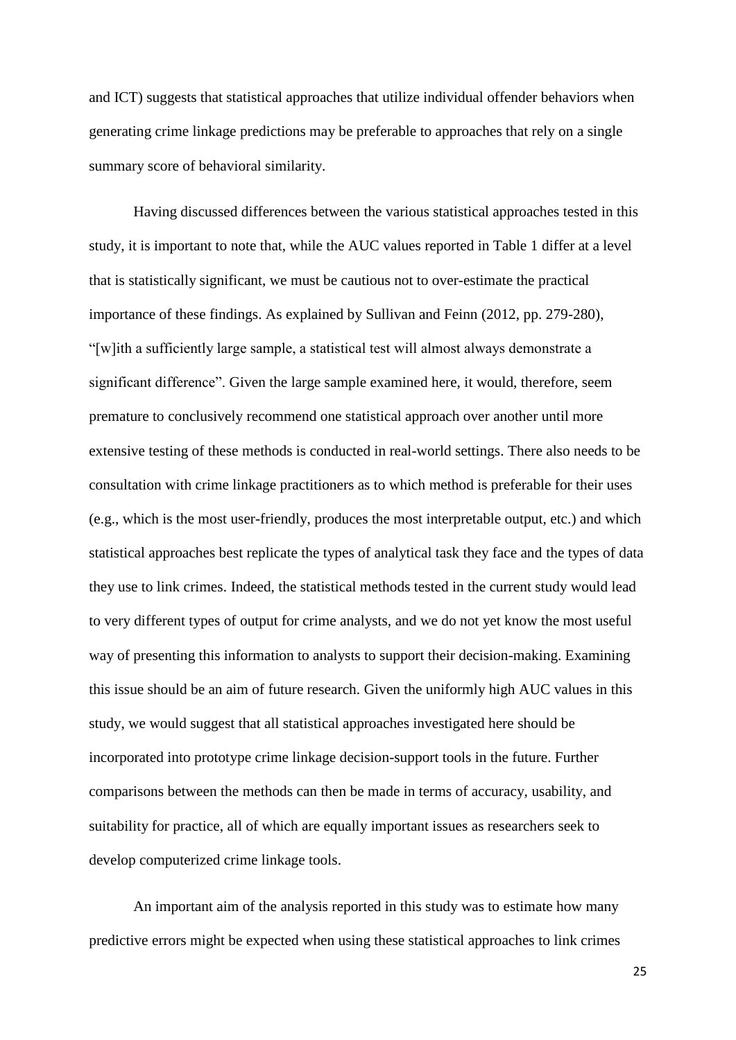and ICT) suggests that statistical approaches that utilize individual offender behaviors when generating crime linkage predictions may be preferable to approaches that rely on a single summary score of behavioral similarity.

Having discussed differences between the various statistical approaches tested in this study, it is important to note that, while the AUC values reported in Table 1 differ at a level that is statistically significant, we must be cautious not to over-estimate the practical importance of these findings. As explained by Sullivan and Feinn (2012, pp. 279-280), "[w]ith a sufficiently large sample, a statistical test will almost always demonstrate a significant difference". Given the large sample examined here, it would, therefore, seem premature to conclusively recommend one statistical approach over another until more extensive testing of these methods is conducted in real-world settings. There also needs to be consultation with crime linkage practitioners as to which method is preferable for their uses (e.g., which is the most user-friendly, produces the most interpretable output, etc.) and which statistical approaches best replicate the types of analytical task they face and the types of data they use to link crimes. Indeed, the statistical methods tested in the current study would lead to very different types of output for crime analysts, and we do not yet know the most useful way of presenting this information to analysts to support their decision-making. Examining this issue should be an aim of future research. Given the uniformly high AUC values in this study, we would suggest that all statistical approaches investigated here should be incorporated into prototype crime linkage decision-support tools in the future. Further comparisons between the methods can then be made in terms of accuracy, usability, and suitability for practice, all of which are equally important issues as researchers seek to develop computerized crime linkage tools.

An important aim of the analysis reported in this study was to estimate how many predictive errors might be expected when using these statistical approaches to link crimes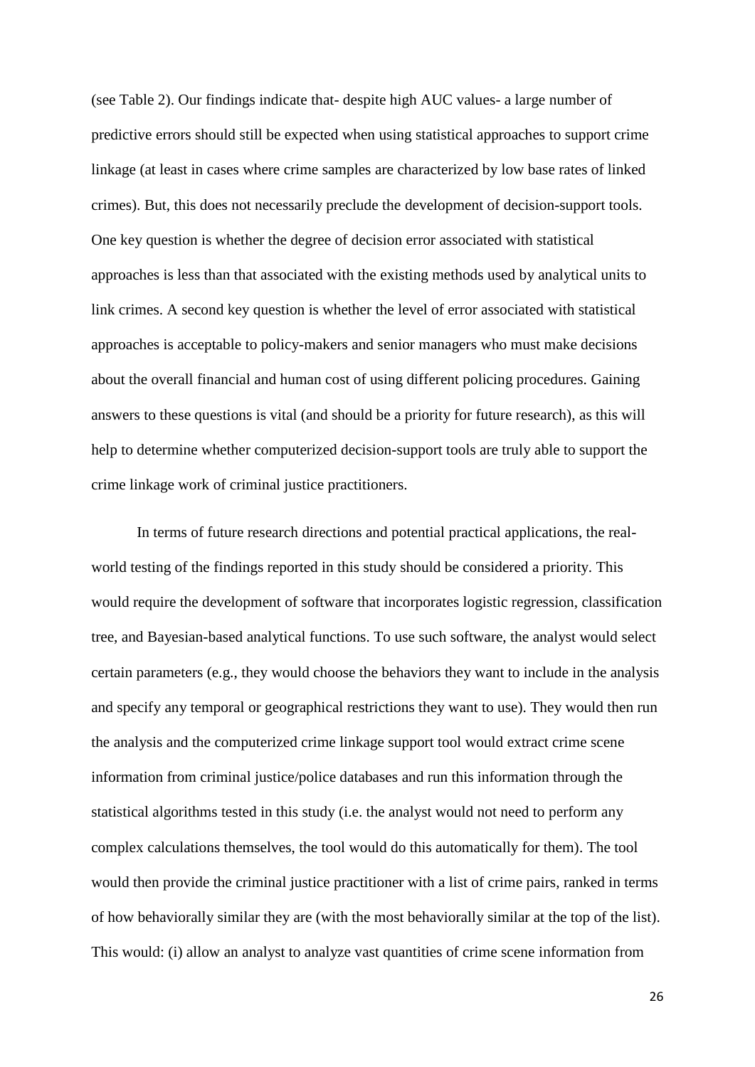(see Table 2). Our findings indicate that- despite high AUC values- a large number of predictive errors should still be expected when using statistical approaches to support crime linkage (at least in cases where crime samples are characterized by low base rates of linked crimes). But, this does not necessarily preclude the development of decision-support tools. One key question is whether the degree of decision error associated with statistical approaches is less than that associated with the existing methods used by analytical units to link crimes. A second key question is whether the level of error associated with statistical approaches is acceptable to policy-makers and senior managers who must make decisions about the overall financial and human cost of using different policing procedures. Gaining answers to these questions is vital (and should be a priority for future research), as this will help to determine whether computerized decision-support tools are truly able to support the crime linkage work of criminal justice practitioners.

In terms of future research directions and potential practical applications, the real-world testing of the findings reported in this study should be considered a priority. This would require the development of software that incorporates logistic regression, classification tree, and Bayesian-based analytical functions. To use such software, the analyst would select certain parameters (e.g., they would choose the behaviors they want to include in the analysis and specify any temporal or geographical restrictions they want to use). They would then run the analysis and the computerized crime linkage support tool would extract crime scene information from criminal justice/police databases and run this information through the statistical algorithms tested in this study (i.e. the analyst would not need to perform any complex calculations themselves, the tool would do this automatically for them). The tool would then provide the criminal justice practitioner with a list of crime pairs, ranked in terms of how behaviorally similar they are (with the most behaviorally similar at the top of the list). This would: (i) allow an analyst to analyze vast quantities of crime scene information from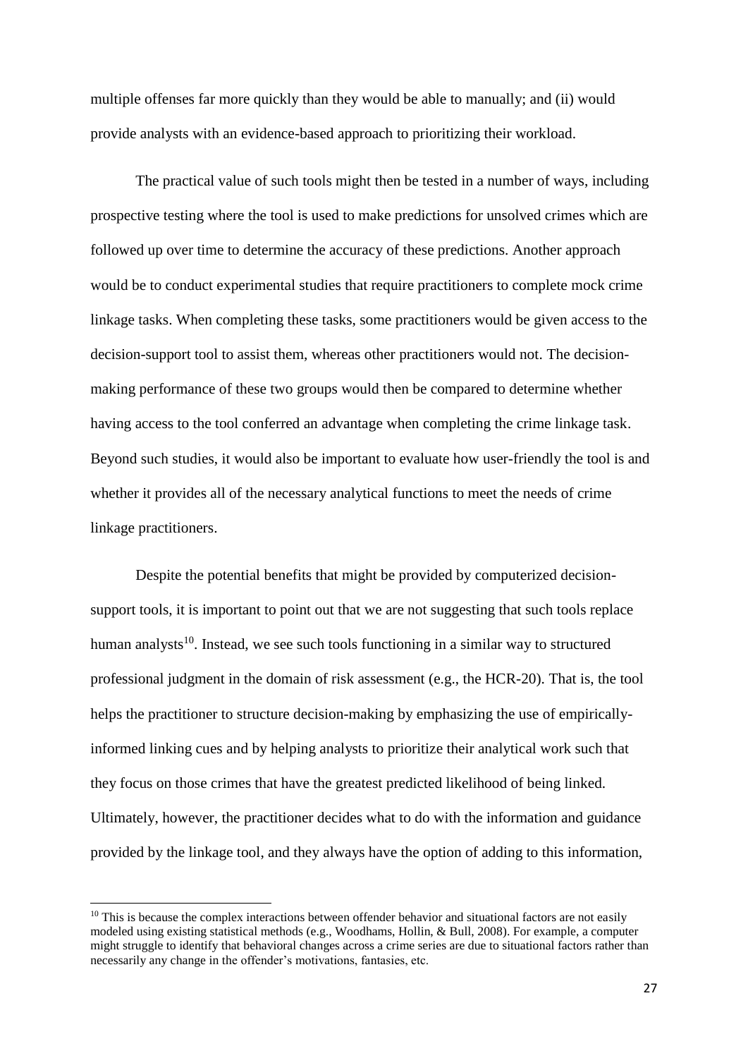multiple offenses far more quickly than they would be able to manually; and (ii) would provide analysts with an evidence-based approach to prioritizing their workload.

The practical value of such tools might then be tested in a number of ways, including prospective testing where the tool is used to make predictions for unsolved crimes which are followed up over time to determine the accuracy of these predictions. Another approach would be to conduct experimental studies that require practitioners to complete mock crime linkage tasks. When completing these tasks, some practitioners would be given access to the decision-support tool to assist them, whereas other practitioners would not. The decision-making performance of these two groups would then be compared to determine whether having access to the tool conferred an advantage when completing the crime linkage task. Beyond such studies, it would also be important to evaluate how user-friendly the tool is and whether it provides all of the necessary analytical functions to meet the needs of crime linkage practitioners.

Despite the potential benefits that might be provided by computerized decision-support tools, it is important to point out that we are not suggesting that such tools replace human analysts[10]. Instead, we see such tools functioning in a similar way to structured professional judgment in the domain of risk assessment (e.g., the HCR-20). That is, the tool helps the practitioner to structure decision-making by emphasizing the use of empirically-informed linking cues and by helping analysts to prioritize their analytical work such that they focus on those crimes that have the greatest predicted likelihood of being linked. Ultimately, however, the practitioner decides what to do with the information and guidance provided by the linkage tool, and they always have the option of adding to this information,

[10] This is because the complex interactions between offender behavior and situational factors are not easily modeled using existing statistical methods (e.g., Woodhams, Hollin, & Bull, 2008). For example, a computer might struggle to identify that behavioral changes across a crime series are due to situational factors rather than necessarily any change in the offender's motivations, fantasies, etc.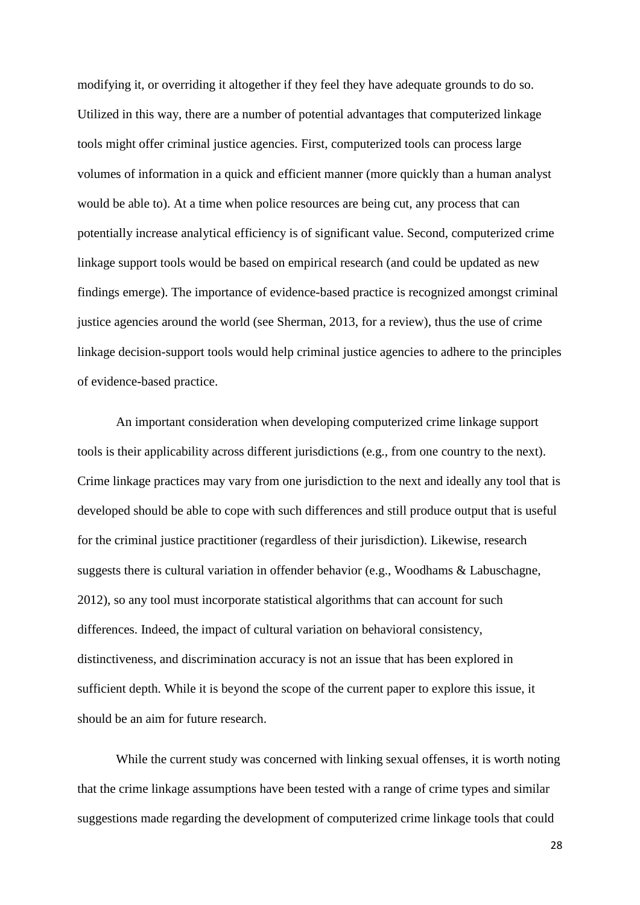modifying it, or overriding it altogether if they feel they have adequate grounds to do so. Utilized in this way, there are a number of potential advantages that computerized linkage tools might offer criminal justice agencies. First, computerized tools can process large volumes of information in a quick and efficient manner (more quickly than a human analyst would be able to). At a time when police resources are being cut, any process that can potentially increase analytical efficiency is of significant value. Second, computerized crime linkage support tools would be based on empirical research (and could be updated as new findings emerge). The importance of evidence-based practice is recognized amongst criminal justice agencies around the world (see Sherman, 2013, for a review), thus the use of crime linkage decision-support tools would help criminal justice agencies to adhere to the principles of evidence-based practice.

An important consideration when developing computerized crime linkage support tools is their applicability across different jurisdictions (e.g., from one country to the next). Crime linkage practices may vary from one jurisdiction to the next and ideally any tool that is developed should be able to cope with such differences and still produce output that is useful for the criminal justice practitioner (regardless of their jurisdiction). Likewise, research suggests there is cultural variation in offender behavior (e.g., Woodhams & Labuschagne, 2012), so any tool must incorporate statistical algorithms that can account for such differences. Indeed, the impact of cultural variation on behavioral consistency, distinctiveness, and discrimination accuracy is not an issue that has been explored in sufficient depth. While it is beyond the scope of the current paper to explore this issue, it should be an aim for future research.

While the current study was concerned with linking sexual offenses, it is worth noting that the crime linkage assumptions have been tested with a range of crime types and similar suggestions made regarding the development of computerized crime linkage tools that could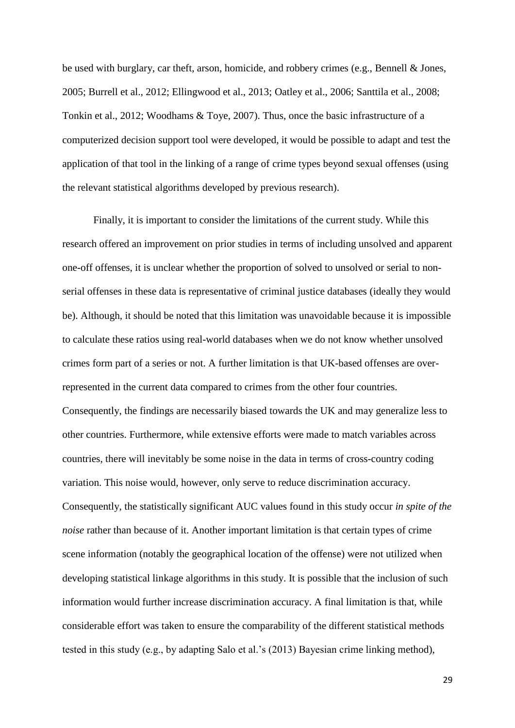be used with burglary, car theft, arson, homicide, and robbery crimes (e.g., Bennell & Jones, 2005; Burrell et al., 2012; Ellingwood et al., 2013; Oatley et al., 2006; Santtila et al., 2008; Tonkin et al., 2012; Woodhams & Toye, 2007). Thus, once the basic infrastructure of a computerized decision support tool were developed, it would be possible to adapt and test the application of that tool in the linking of a range of crime types beyond sexual offenses (using the relevant statistical algorithms developed by previous research).

Finally, it is important to consider the limitations of the current study. While this research offered an improvement on prior studies in terms of including unsolved and apparent one-off offenses, it is unclear whether the proportion of solved to unsolved or serial to non-serial offenses in these data is representative of criminal justice databases (ideally they would be). Although, it should be noted that this limitation was unavoidable because it is impossible to calculate these ratios using real-world databases when we do not know whether unsolved crimes form part of a series or not. A further limitation is that UK-based offenses are over-represented in the current data compared to crimes from the other four countries. Consequently, the findings are necessarily biased towards the UK and may generalize less to other countries. Furthermore, while extensive efforts were made to match variables across countries, there will inevitably be some noise in the data in terms of cross-country coding variation. This noise would, however, only serve to reduce discrimination accuracy. Consequently, the statistically significant AUC values found in this study occur *in spite of the noise* rather than because of it. Another important limitation is that certain types of crime scene information (notably the geographical location of the offense) were not utilized when developing statistical linkage algorithms in this study. It is possible that the inclusion of such information would further increase discrimination accuracy. A final limitation is that, while considerable effort was taken to ensure the comparability of the different statistical methods tested in this study (e.g., by adapting Salo et al.'s (2013) Bayesian crime linking method),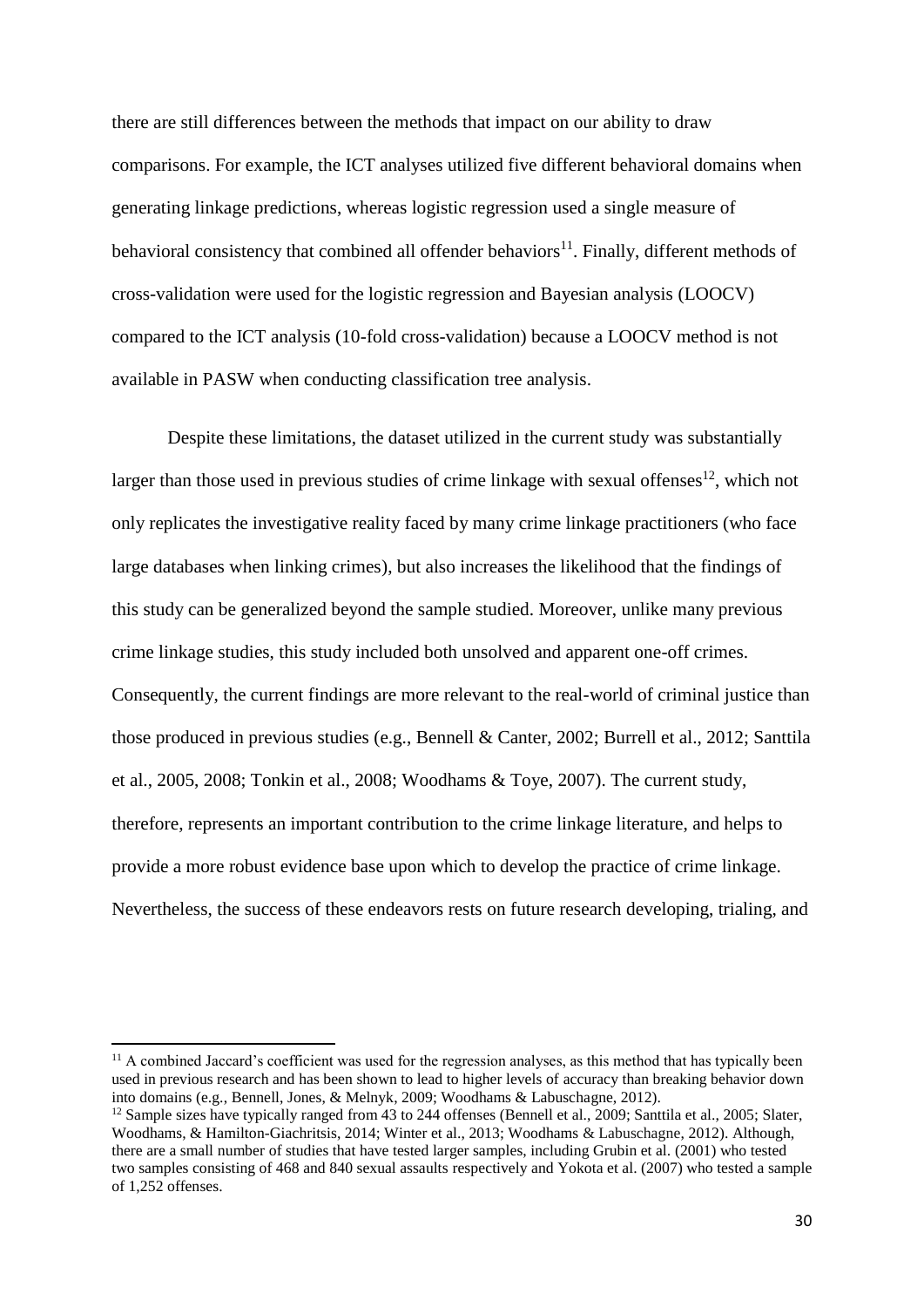there are still differences between the methods that impact on our ability to draw comparisons. For example, the ICT analyses utilized five different behavioral domains when generating linkage predictions, whereas logistic regression used a single measure of behavioral consistency that combined all offender behaviors[11]. Finally, different methods of cross-validation were used for the logistic regression and Bayesian analysis (LOOCV) compared to the ICT analysis (10-fold cross-validation) because a LOOCV method is not available in PASW when conducting classification tree analysis.

Despite these limitations, the dataset utilized in the current study was substantially larger than those used in previous studies of crime linkage with sexual offenses[12], which not only replicates the investigative reality faced by many crime linkage practitioners (who face large databases when linking crimes), but also increases the likelihood that the findings of this study can be generalized beyond the sample studied. Moreover, unlike many previous crime linkage studies, this study included both unsolved and apparent one-off crimes. Consequently, the current findings are more relevant to the real-world of criminal justice than those produced in previous studies (e.g., Bennell & Canter, 2002; Burrell et al., 2012; Santtila et al., 2005, 2008; Tonkin et al., 2008; Woodhams & Toye, 2007). The current study, therefore, represents an important contribution to the crime linkage literature, and helps to provide a more robust evidence base upon which to develop the practice of crime linkage. Nevertheless, the success of these endeavors rests on future research developing, trialing, and

---

[11] A combined Jaccard's coefficient was used for the regression analyses, as this method that has typically been used in previous research and has been shown to lead to higher levels of accuracy than breaking behavior down into domains (e.g., Bennell, Jones, & Melnyk, 2009; Woodhams & Labuschagne, 2012).

[12] Sample sizes have typically ranged from 43 to 244 offenses (Bennell et al., 2009; Santtila et al., 2005; Slater, Woodhams, & Hamilton-Giachritsis, 2014; Winter et al., 2013; Woodhams & Labuschagne, 2012). Although, there are a small number of studies that have tested larger samples, including Grubin et al. (2001) who tested two samples consisting of 468 and 840 sexual assaults respectively and Yokota et al. (2007) who tested a sample of 1,252 offenses.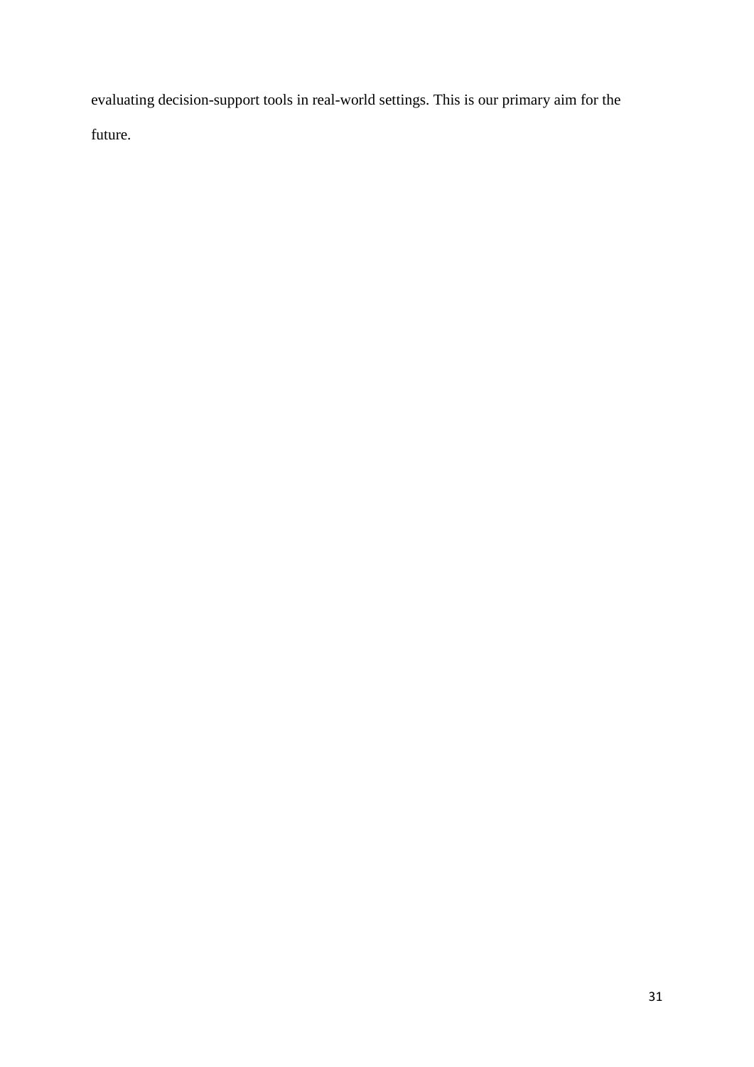evaluating decision-support tools in real-world settings. This is our primary aim for the future.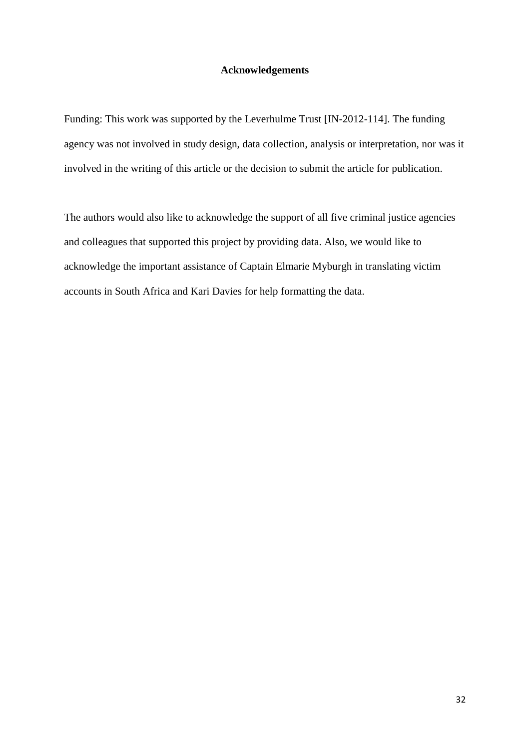# Acknowledgements

Funding: This work was supported by the Leverhulme Trust [IN-2012-114]. The funding agency was not involved in study design, data collection, analysis or interpretation, nor was it involved in the writing of this article or the decision to submit the article for publication.

The authors would also like to acknowledge the support of all five criminal justice agencies and colleagues that supported this project by providing data. Also, we would like to acknowledge the important assistance of Captain Elmarie Myburgh in translating victim accounts in South Africa and Kari Davies for help formatting the data.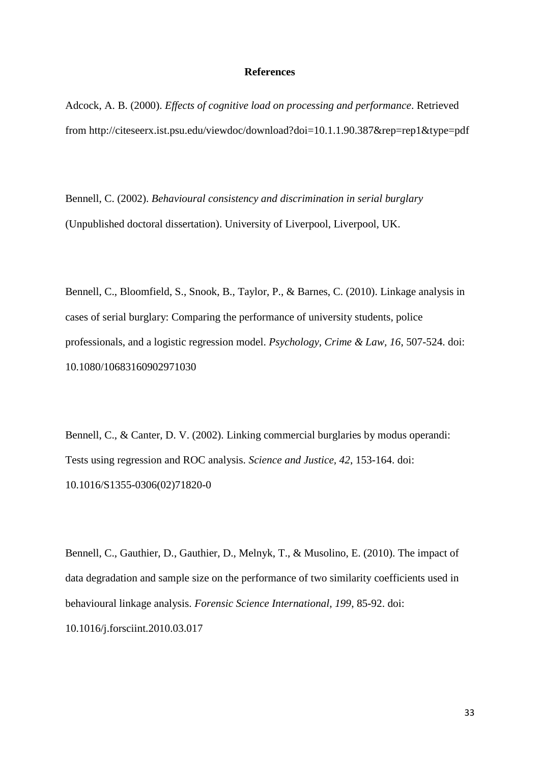# References

Adcock, A. B. (2000). *Effects of cognitive load on processing and performance*. Retrieved from http://citeseerx.ist.psu.edu/viewdoc/download?doi=10.1.1.90.387&rep=rep1&type=pdf

Bennell, C. (2002). *Behavioural consistency and discrimination in serial burglary* (Unpublished doctoral dissertation). University of Liverpool, Liverpool, UK.

Bennell, C., Bloomfield, S., Snook, B., Taylor, P., & Barnes, C. (2010). Linkage analysis in cases of serial burglary: Comparing the performance of university students, police professionals, and a logistic regression model. *Psychology, Crime & Law, 16*, 507-524. doi: 10.1080/10683160902971030

Bennell, C., & Canter, D. V. (2002). Linking commercial burglaries by modus operandi: Tests using regression and ROC analysis. *Science and Justice, 42*, 153-164. doi: 10.1016/S1355-0306(02)71820-0

Bennell, C., Gauthier, D., Gauthier, D., Melnyk, T., & Musolino, E. (2010). The impact of data degradation and sample size on the performance of two similarity coefficients used in behavioural linkage analysis. *Forensic Science International, 199*, 85-92. doi: 10.1016/j.forsciint.2010.03.017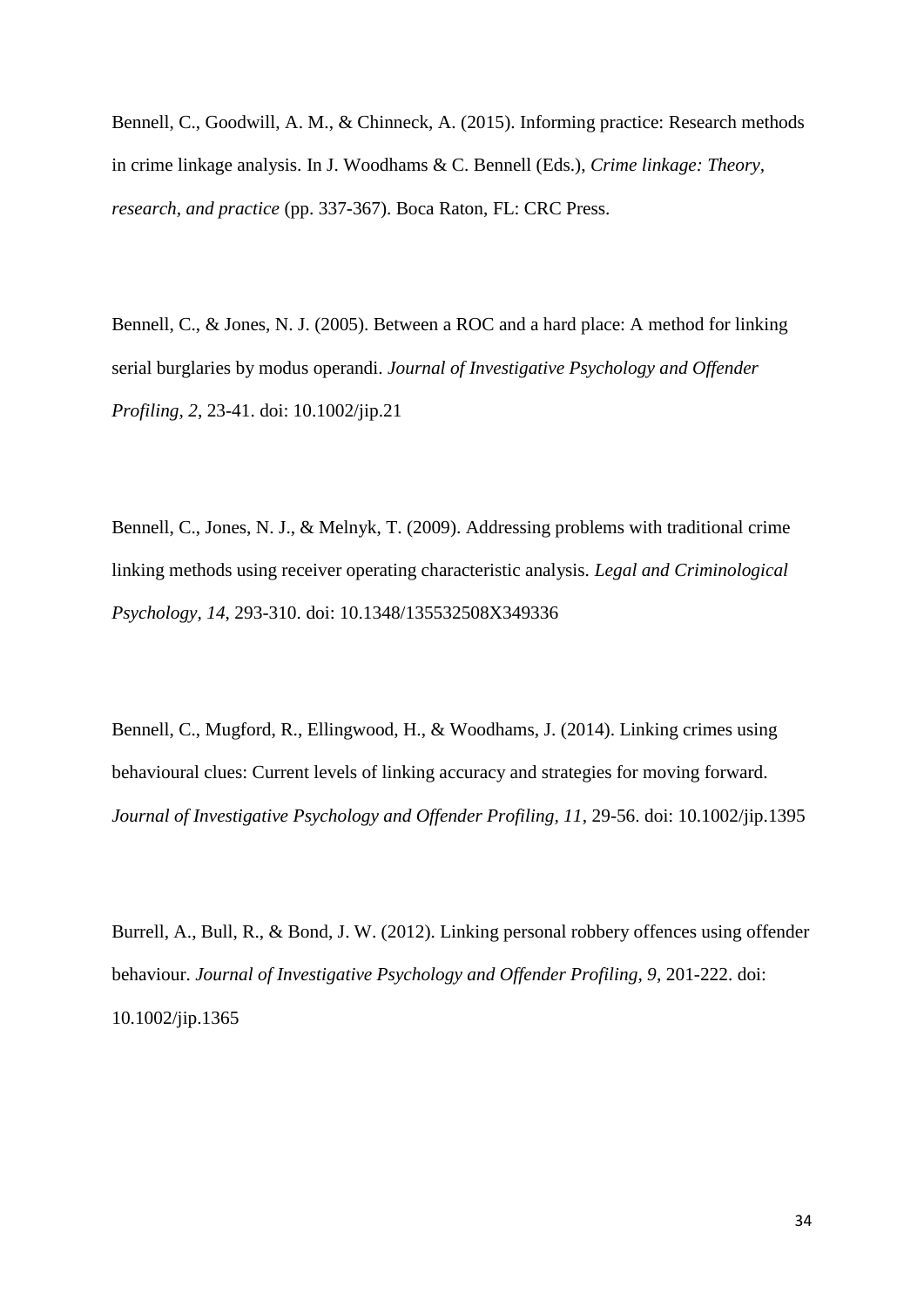Bennell, C., Goodwill, A. M., & Chinneck, A. (2015). Informing practice: Research methods in crime linkage analysis. In J. Woodhams & C. Bennell (Eds.), *Crime linkage: Theory, research, and practice* (pp. 337-367). Boca Raton, FL: CRC Press.

Bennell, C., & Jones, N. J. (2005). Between a ROC and a hard place: A method for linking serial burglaries by modus operandi. *Journal of Investigative Psychology and Offender Profiling, 2*, 23-41. doi: 10.1002/jip.21

Bennell, C., Jones, N. J., & Melnyk, T. (2009). Addressing problems with traditional crime linking methods using receiver operating characteristic analysis. *Legal and Criminological Psychology, 14*, 293-310. doi: 10.1348/135532508X349336

Bennell, C., Mugford, R., Ellingwood, H., & Woodhams, J. (2014). Linking crimes using behavioural clues: Current levels of linking accuracy and strategies for moving forward. *Journal of Investigative Psychology and Offender Profiling, 11*, 29-56. doi: 10.1002/jip.1395

Burrell, A., Bull, R., & Bond, J. W. (2012). Linking personal robbery offences using offender behaviour. *Journal of Investigative Psychology and Offender Profiling, 9*, 201-222. doi: 10.1002/jip.1365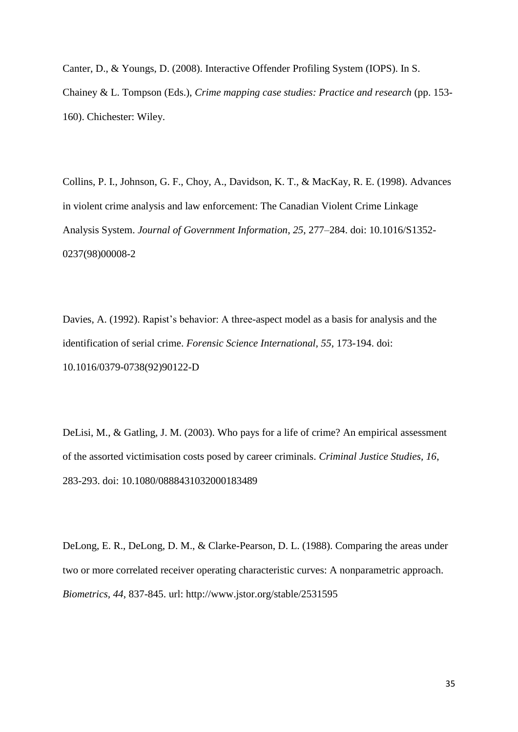Canter, D., & Youngs, D. (2008). Interactive Offender Profiling System (IOPS). In S. Chainey & L. Tompson (Eds.), *Crime mapping case studies: Practice and research* (pp. 153-160). Chichester: Wiley.

Collins, P. I., Johnson, G. F., Choy, A., Davidson, K. T., & MacKay, R. E. (1998). Advances in violent crime analysis and law enforcement: The Canadian Violent Crime Linkage Analysis System. *Journal of Government Information*, *25*, 277–284. doi: 10.1016/S1352-0237(98)00008-2

Davies, A. (1992). Rapist's behavior: A three-aspect model as a basis for analysis and the identification of serial crime. *Forensic Science International, 55*, 173-194. doi: 10.1016/0379-0738(92)90122-D

DeLisi, M., & Gatling, J. M. (2003). Who pays for a life of crime? An empirical assessment of the assorted victimisation costs posed by career criminals. *Criminal Justice Studies, 16*, 283-293. doi: 10.1080/0888431032000183489

DeLong, E. R., DeLong, D. M., & Clarke-Pearson, D. L. (1988). Comparing the areas under two or more correlated receiver operating characteristic curves: A nonparametric approach. *Biometrics, 44*, 837-845. url: http://www.jstor.org/stable/2531595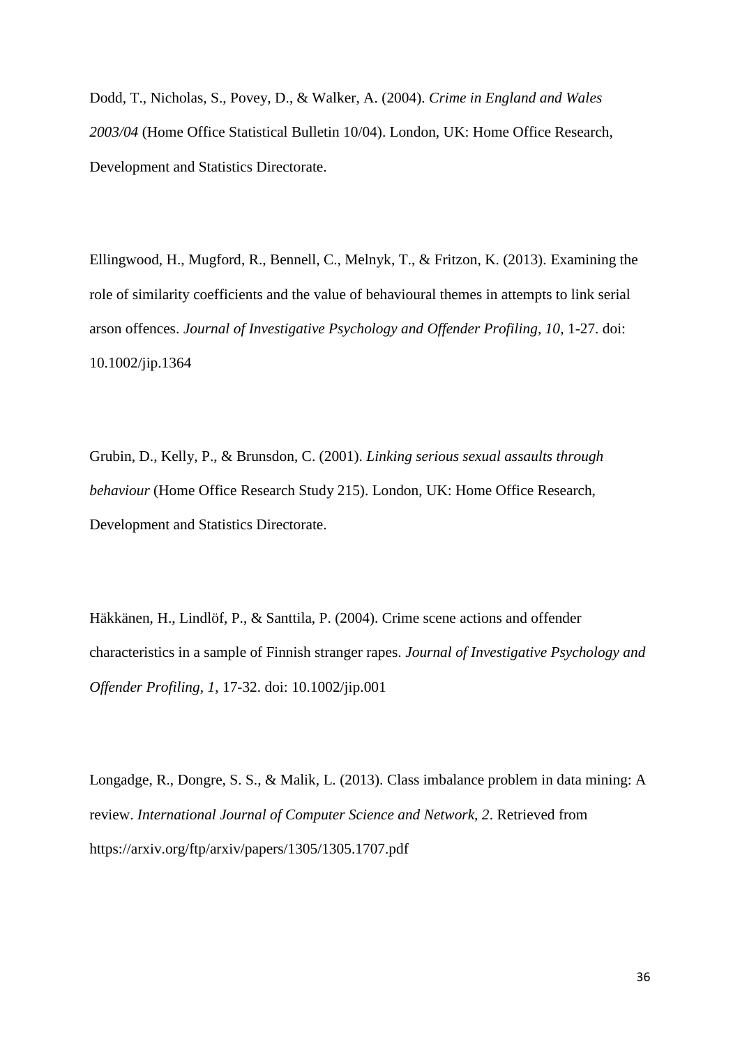Dodd, T., Nicholas, S., Povey, D., & Walker, A. (2004). *Crime in England and Wales 2003/04* (Home Office Statistical Bulletin 10/04). London, UK: Home Office Research, Development and Statistics Directorate.

Ellingwood, H., Mugford, R., Bennell, C., Melnyk, T., & Fritzon, K. (2013). Examining the role of similarity coefficients and the value of behavioural themes in attempts to link serial arson offences. *Journal of Investigative Psychology and Offender Profiling, 10*, 1-27. doi: 10.1002/jip.1364

Grubin, D., Kelly, P., & Brunsdon, C. (2001). *Linking serious sexual assaults through behaviour* (Home Office Research Study 215). London, UK: Home Office Research, Development and Statistics Directorate.

Häkkänen, H., Lindlöf, P., & Santtila, P. (2004). Crime scene actions and offender characteristics in a sample of Finnish stranger rapes. *Journal of Investigative Psychology and Offender Profiling, 1*, 17-32. doi: 10.1002/jip.001

Longadge, R., Dongre, S. S., & Malik, L. (2013). Class imbalance problem in data mining: A review. *International Journal of Computer Science and Network, 2*. Retrieved from https://arxiv.org/ftp/arxiv/papers/1305/1305.1707.pdf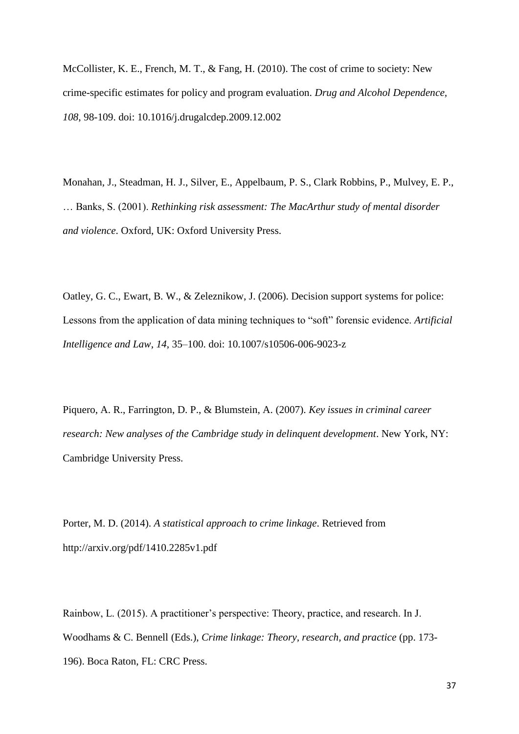McCollister, K. E., French, M. T., & Fang, H. (2010). The cost of crime to society: New crime-specific estimates for policy and program evaluation. *Drug and Alcohol Dependence*, *108*, 98-109. doi: 10.1016/j.drugalcdep.2009.12.002

Monahan, J., Steadman, H. J., Silver, E., Appelbaum, P. S., Clark Robbins, P., Mulvey, E. P., … Banks, S. (2001). *Rethinking risk assessment: The MacArthur study of mental disorder and violence*. Oxford, UK: Oxford University Press.

Oatley, G. C., Ewart, B. W., & Zeleznikow, J. (2006). Decision support systems for police: Lessons from the application of data mining techniques to "soft" forensic evidence. *Artificial Intelligence and Law*, *14*, 35–100. doi: 10.1007/s10506-006-9023-z

Piquero, A. R., Farrington, D. P., & Blumstein, A. (2007). *Key issues in criminal career research: New analyses of the Cambridge study in delinquent development*. New York, NY: Cambridge University Press.

Porter, M. D. (2014). *A statistical approach to crime linkage*. Retrieved from http://arxiv.org/pdf/1410.2285v1.pdf

Rainbow, L. (2015). A practitioner's perspective: Theory, practice, and research. In J. Woodhams & C. Bennell (Eds.), *Crime linkage: Theory, research, and practice* (pp. 173-196). Boca Raton, FL: CRC Press.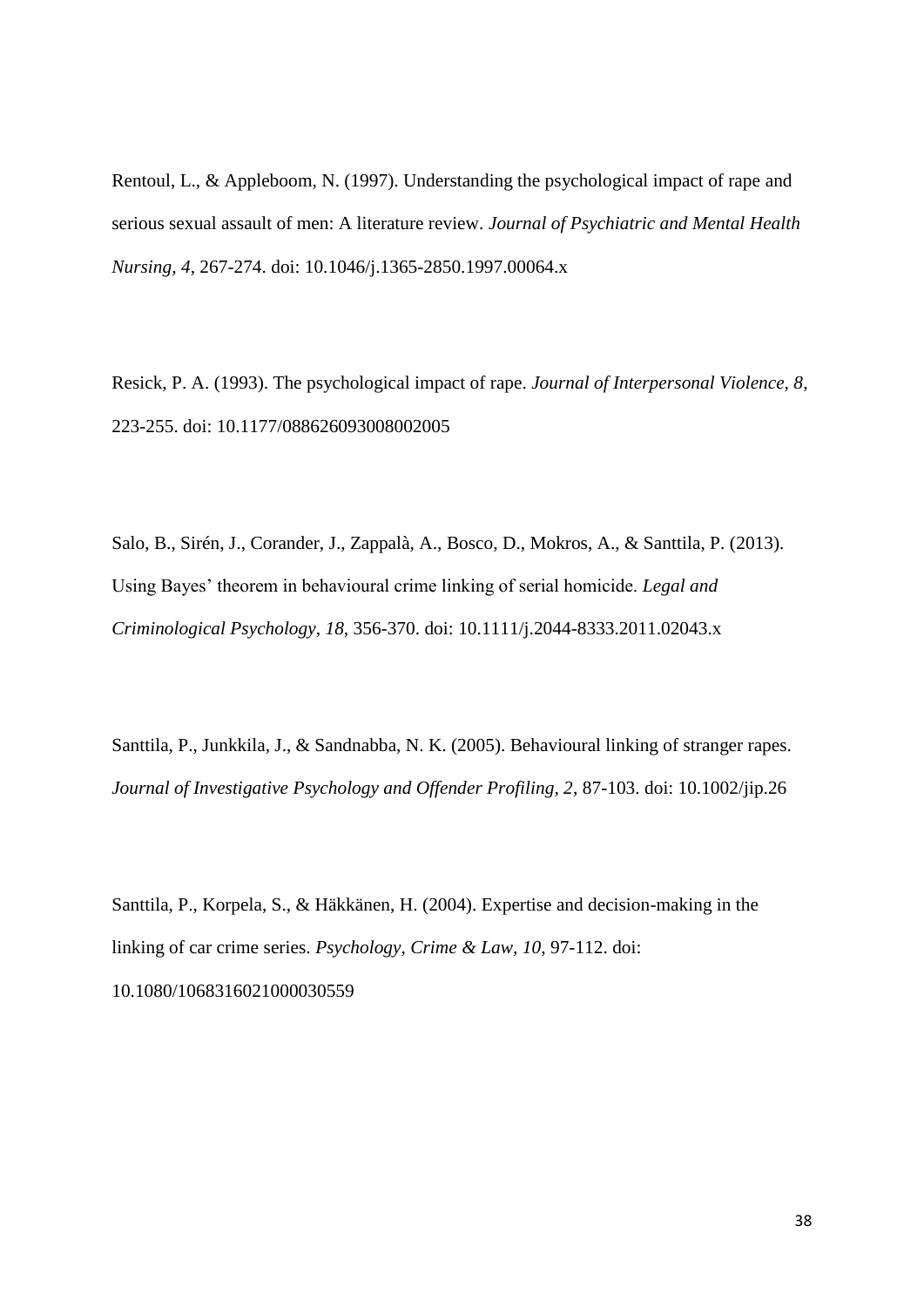Rentoul, L., & Appleboom, N. (1997). Understanding the psychological impact of rape and serious sexual assault of men: A literature review. *Journal of Psychiatric and Mental Health Nursing, 4*, 267-274. doi: 10.1046/j.1365-2850.1997.00064.x

Resick, P. A. (1993). The psychological impact of rape. *Journal of Interpersonal Violence, 8*, 223-255. doi: 10.1177/088626093008002005

Salo, B., Sirén, J., Corander, J., Zappalà, A., Bosco, D., Mokros, A., & Santtila, P. (2013). Using Bayes' theorem in behavioural crime linking of serial homicide. *Legal and Criminological Psychology, 18*, 356-370. doi: 10.1111/j.2044-8333.2011.02043.x

Santtila, P., Junkkila, J., & Sandnabba, N. K. (2005). Behavioural linking of stranger rapes. *Journal of Investigative Psychology and Offender Profiling, 2*, 87-103. doi: 10.1002/jip.26

Santtila, P., Korpela, S., & Häkkänen, H. (2004). Expertise and decision-making in the linking of car crime series. *Psychology, Crime & Law, 10*, 97-112. doi: 10.1080/1068316021000030559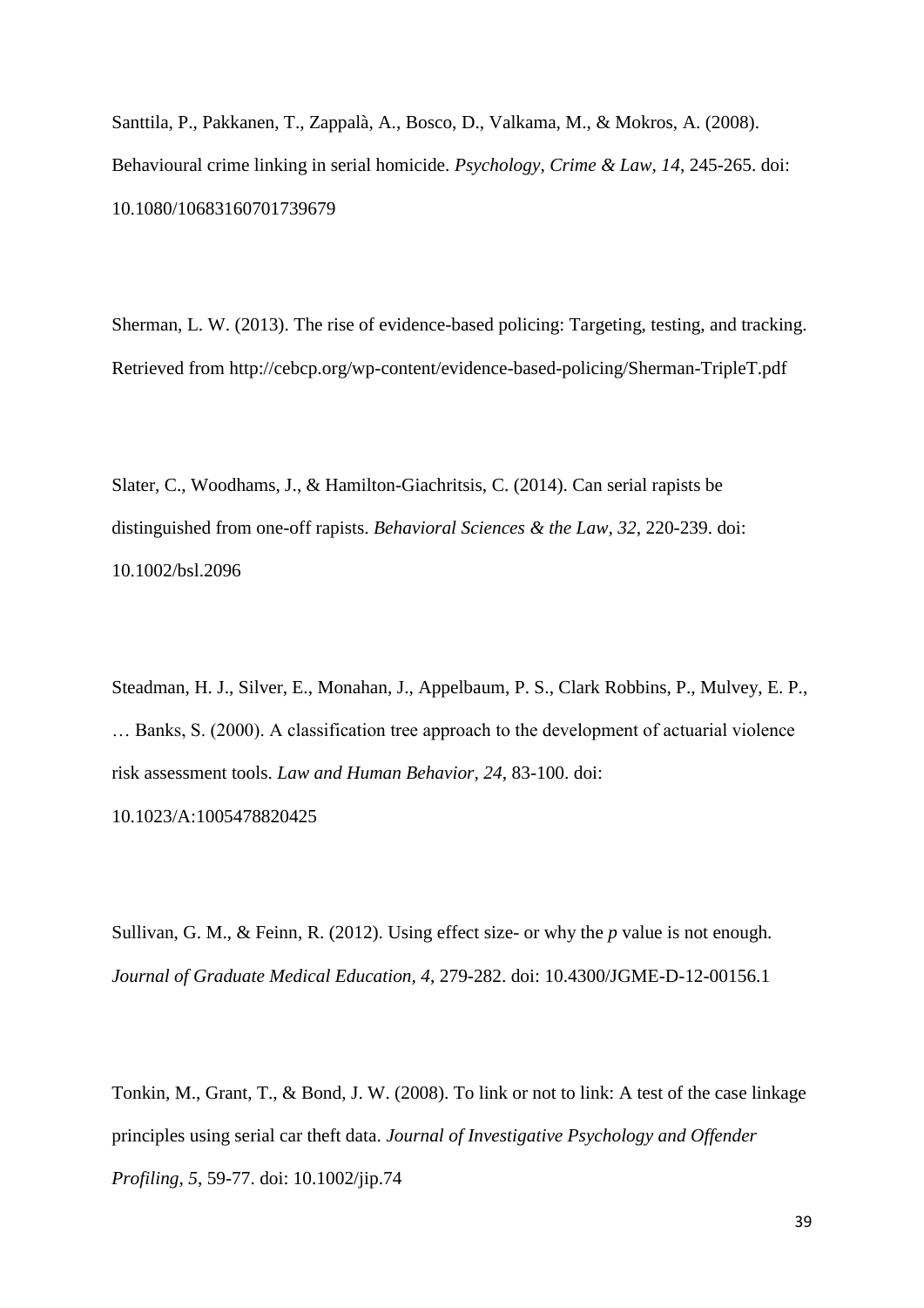Santtila, P., Pakkanen, T., Zappalà, A., Bosco, D., Valkama, M., & Mokros, A. (2008). Behavioural crime linking in serial homicide. *Psychology, Crime & Law, 14*, 245-265. doi: 10.1080/10683160701739679

Sherman, L. W. (2013). The rise of evidence-based policing: Targeting, testing, and tracking. Retrieved from http://cebcp.org/wp-content/evidence-based-policing/Sherman-TripleT.pdf

Slater, C., Woodhams, J., & Hamilton-Giachritsis, C. (2014). Can serial rapists be distinguished from one-off rapists. *Behavioral Sciences & the Law, 32*, 220-239. doi: 10.1002/bsl.2096

Steadman, H. J., Silver, E., Monahan, J., Appelbaum, P. S., Clark Robbins, P., Mulvey, E. P., … Banks, S. (2000). A classification tree approach to the development of actuarial violence risk assessment tools. *Law and Human Behavior, 24*, 83-100. doi: 10.1023/A:1005478820425

Sullivan, G. M., & Feinn, R. (2012). Using effect size- or why the *p* value is not enough. *Journal of Graduate Medical Education, 4*, 279-282. doi: 10.4300/JGME-D-12-00156.1

Tonkin, M., Grant, T., & Bond, J. W. (2008). To link or not to link: A test of the case linkage principles using serial car theft data. *Journal of Investigative Psychology and Offender Profiling, 5*, 59-77. doi: 10.1002/jip.74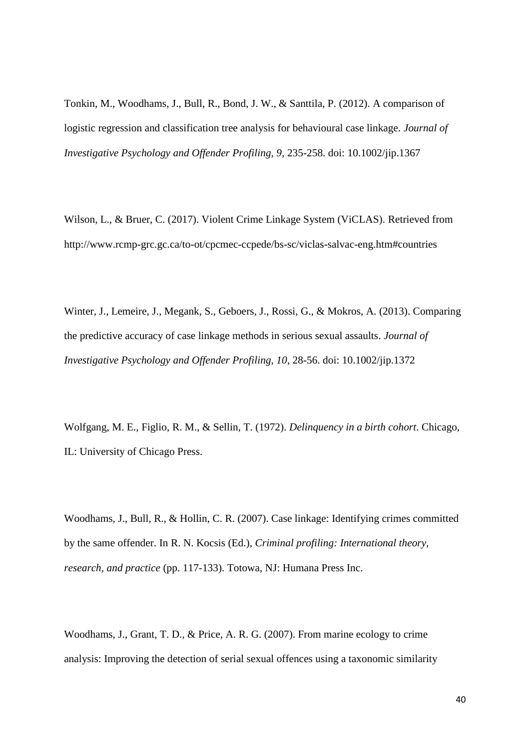Tonkin, M., Woodhams, J., Bull, R., Bond, J. W., & Santtila, P. (2012). A comparison of logistic regression and classification tree analysis for behavioural case linkage. *Journal of Investigative Psychology and Offender Profiling, 9*, 235-258. doi: 10.1002/jip.1367

Wilson, L., & Bruer, C. (2017). Violent Crime Linkage System (ViCLAS). Retrieved from http://www.rcmp-grc.gc.ca/to-ot/cpcmec-ccpede/bs-sc/viclas-salvac-eng.htm#countries

Winter, J., Lemeire, J., Megank, S., Geboers, J., Rossi, G., & Mokros, A. (2013). Comparing the predictive accuracy of case linkage methods in serious sexual assaults. *Journal of Investigative Psychology and Offender Profiling, 10*, 28-56. doi: 10.1002/jip.1372

Wolfgang, M. E., Figlio, R. M., & Sellin, T. (1972). *Delinquency in a birth cohort*. Chicago, IL: University of Chicago Press.

Woodhams, J., Bull, R., & Hollin, C. R. (2007). Case linkage: Identifying crimes committed by the same offender. In R. N. Kocsis (Ed.), *Criminal profiling: International theory, research, and practice* (pp. 117-133). Totowa, NJ: Humana Press Inc.

Woodhams, J., Grant, T. D., & Price, A. R. G. (2007). From marine ecology to crime analysis: Improving the detection of serial sexual offences using a taxonomic similarity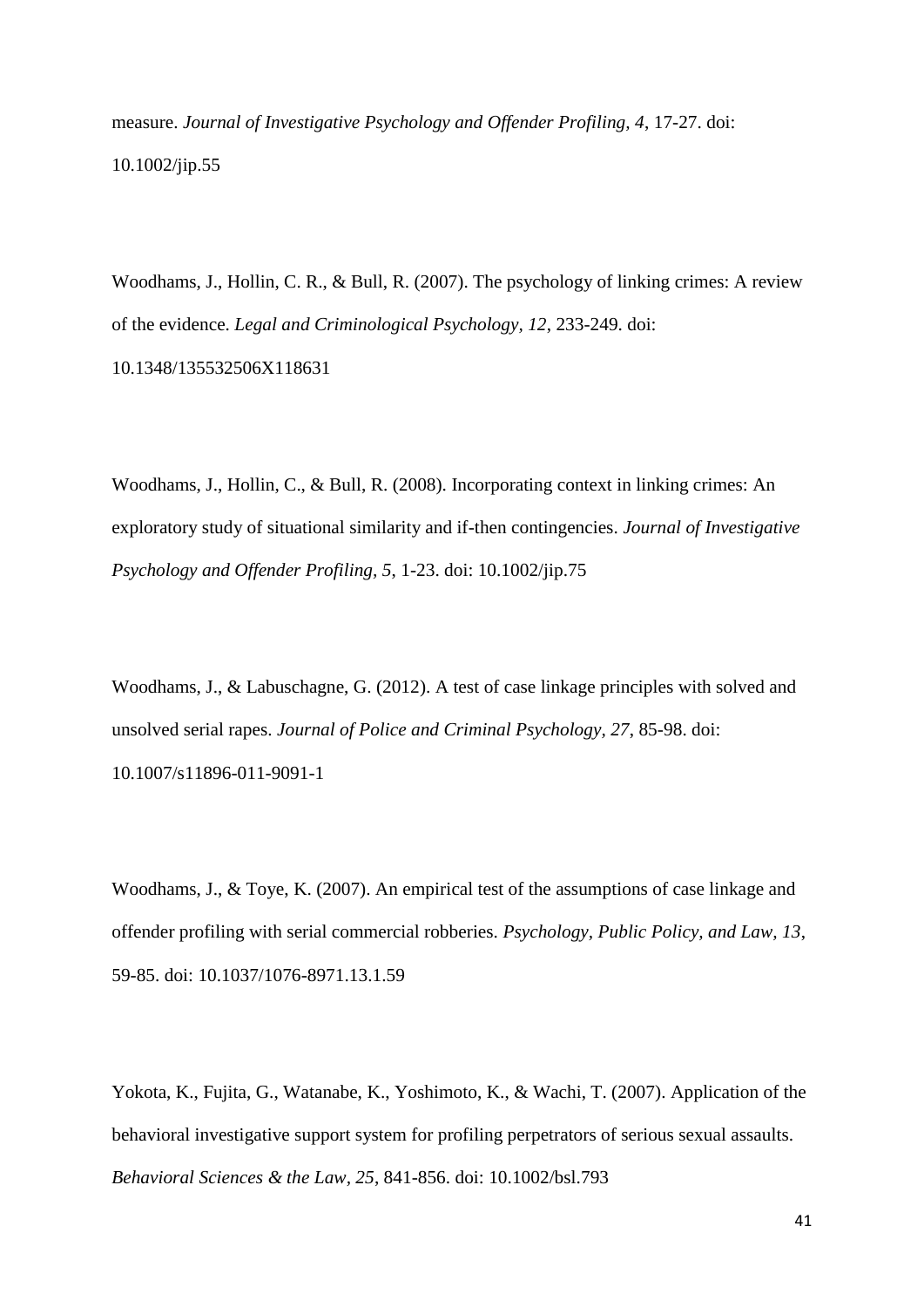measure. *Journal of Investigative Psychology and Offender Profiling, 4*, 17-27. doi: 10.1002/jip.55

Woodhams, J., Hollin, C. R., & Bull, R. (2007). The psychology of linking crimes: A review of the evidence. *Legal and Criminological Psychology, 12*, 233-249. doi: 10.1348/135532506X118631

Woodhams, J., Hollin, C., & Bull, R. (2008). Incorporating context in linking crimes: An exploratory study of situational similarity and if-then contingencies. *Journal of Investigative Psychology and Offender Profiling, 5*, 1-23. doi: 10.1002/jip.75

Woodhams, J., & Labuschagne, G. (2012). A test of case linkage principles with solved and unsolved serial rapes. *Journal of Police and Criminal Psychology, 27*, 85-98. doi: 10.1007/s11896-011-9091-1

Woodhams, J., & Toye, K. (2007). An empirical test of the assumptions of case linkage and offender profiling with serial commercial robberies. *Psychology, Public Policy, and Law, 13*, 59-85. doi: 10.1037/1076-8971.13.1.59

Yokota, K., Fujita, G., Watanabe, K., Yoshimoto, K., & Wachi, T. (2007). Application of the behavioral investigative support system for profiling perpetrators of serious sexual assaults. *Behavioral Sciences & the Law, 25*, 841-856. doi: 10.1002/bsl.793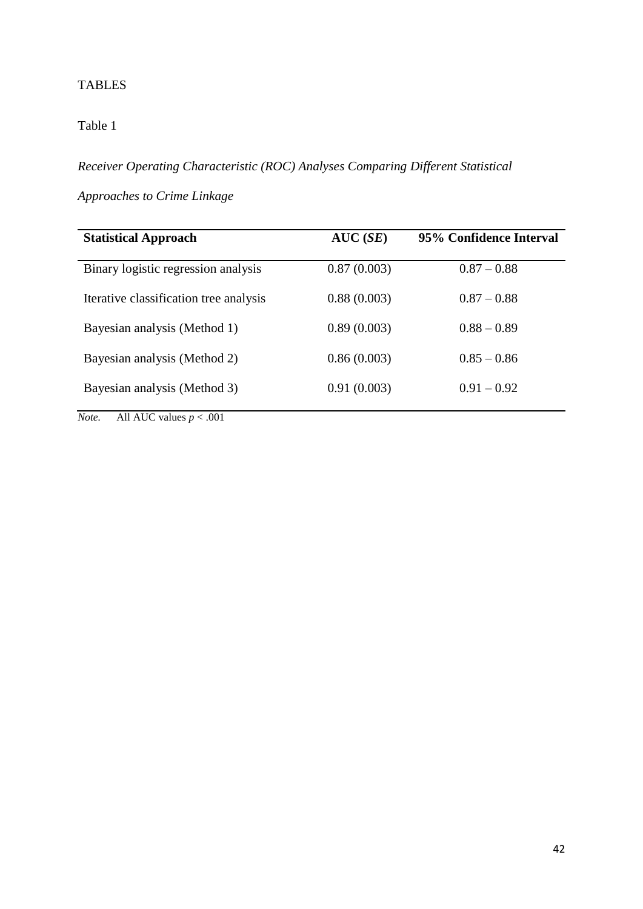TABLES

Table 1

*Receiver Operating Characteristic (ROC) Analyses Comparing Different Statistical Approaches to Crime Linkage*

| **Statistical Approach** | **AUC (*SE*)** | **95% Confidence Interval** |
|---|---|---|
| Binary logistic regression analysis | 0.87 (0.003) | 0.87 – 0.88 |
| Iterative classification tree analysis | 0.88 (0.003) | 0.87 – 0.88 |
| Bayesian analysis (Method 1) | 0.89 (0.003) | 0.88 – 0.89 |
| Bayesian analysis (Method 2) | 0.86 (0.003) | 0.85 – 0.86 |
| Bayesian analysis (Method 3) | 0.91 (0.003) | 0.91 – 0.92 |

*Note.* All AUC values $p < .001$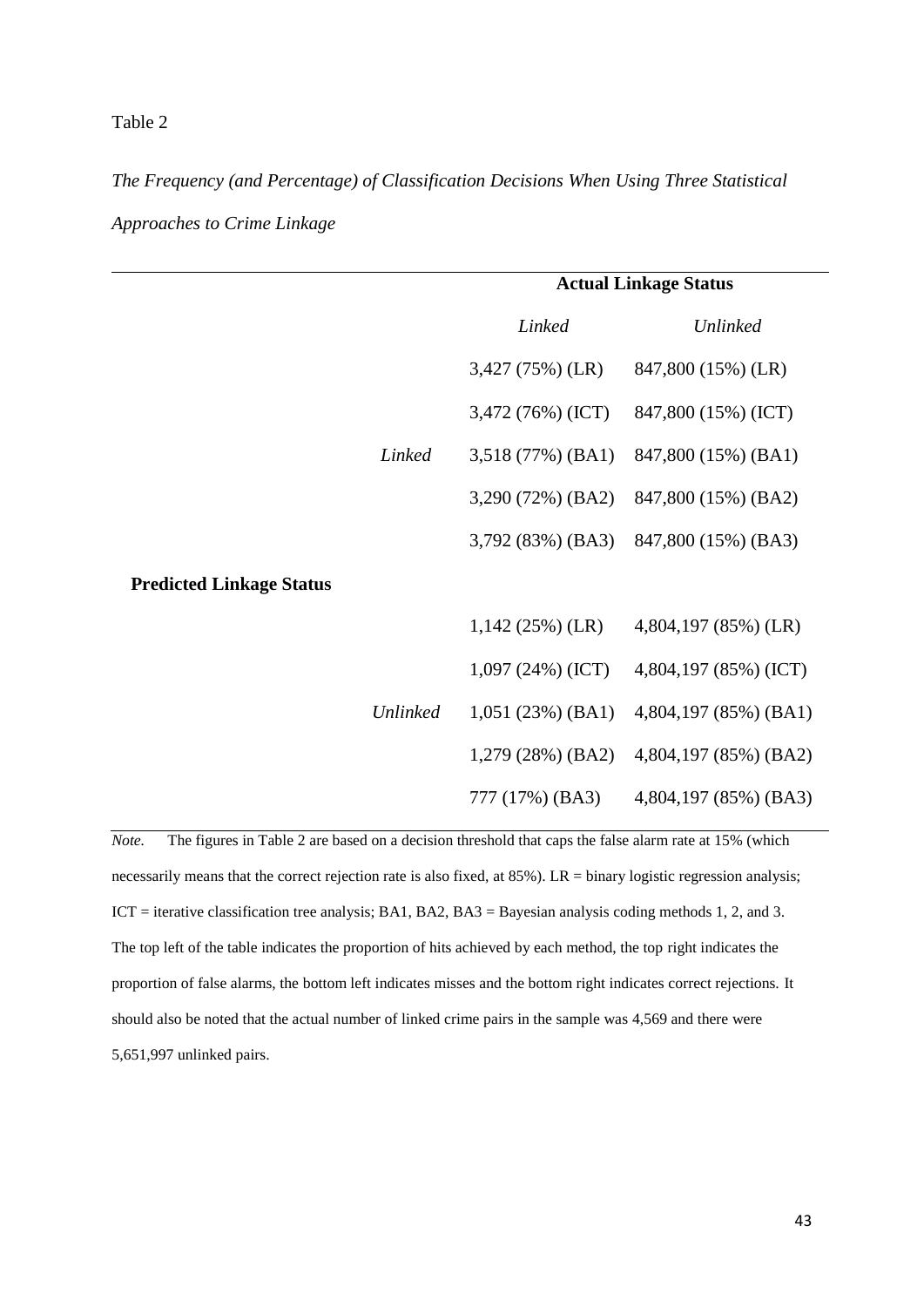Table 2

*The Frequency (and Percentage) of Classification Decisions When Using Three Statistical Approaches to Crime Linkage*

| | | **Actual Linkage Status** | |
|---|---|---|---|
| | | *Linked* | *Unlinked* |
| **Predicted Linkage Status** | *Linked* | 3,427 (75%) (LR) | 847,800 (15%) (LR) |
| | | 3,472 (76%) (ICT) | 847,800 (15%) (ICT) |
| | | 3,518 (77%) (BA1) | 847,800 (15%) (BA1) |
| | | 3,290 (72%) (BA2) | 847,800 (15%) (BA2) |
| | | 3,792 (83%) (BA3) | 847,800 (15%) (BA3) |
| | *Unlinked* | 1,142 (25%) (LR) | 4,804,197 (85%) (LR) |
| | | 1,097 (24%) (ICT) | 4,804,197 (85%) (ICT) |
| | | 1,051 (23%) (BA1) | 4,804,197 (85%) (BA1) |
| | | 1,279 (28%) (BA2) | 4,804,197 (85%) (BA2) |
| | | 777 (17%) (BA3) | 4,804,197 (85%) (BA3) |

*Note.* The figures in Table 2 are based on a decision threshold that caps the false alarm rate at 15% (which necessarily means that the correct rejection rate is also fixed, at 85%). LR = binary logistic regression analysis; ICT = iterative classification tree analysis; BA1, BA2, BA3 = Bayesian analysis coding methods 1, 2, and 3. The top left of the table indicates the proportion of hits achieved by each method, the top right indicates the proportion of false alarms, the bottom left indicates misses and the bottom right indicates correct rejections. It should also be noted that the actual number of linked crime pairs in the sample was 4,569 and there were 5,651,997 unlinked pairs.